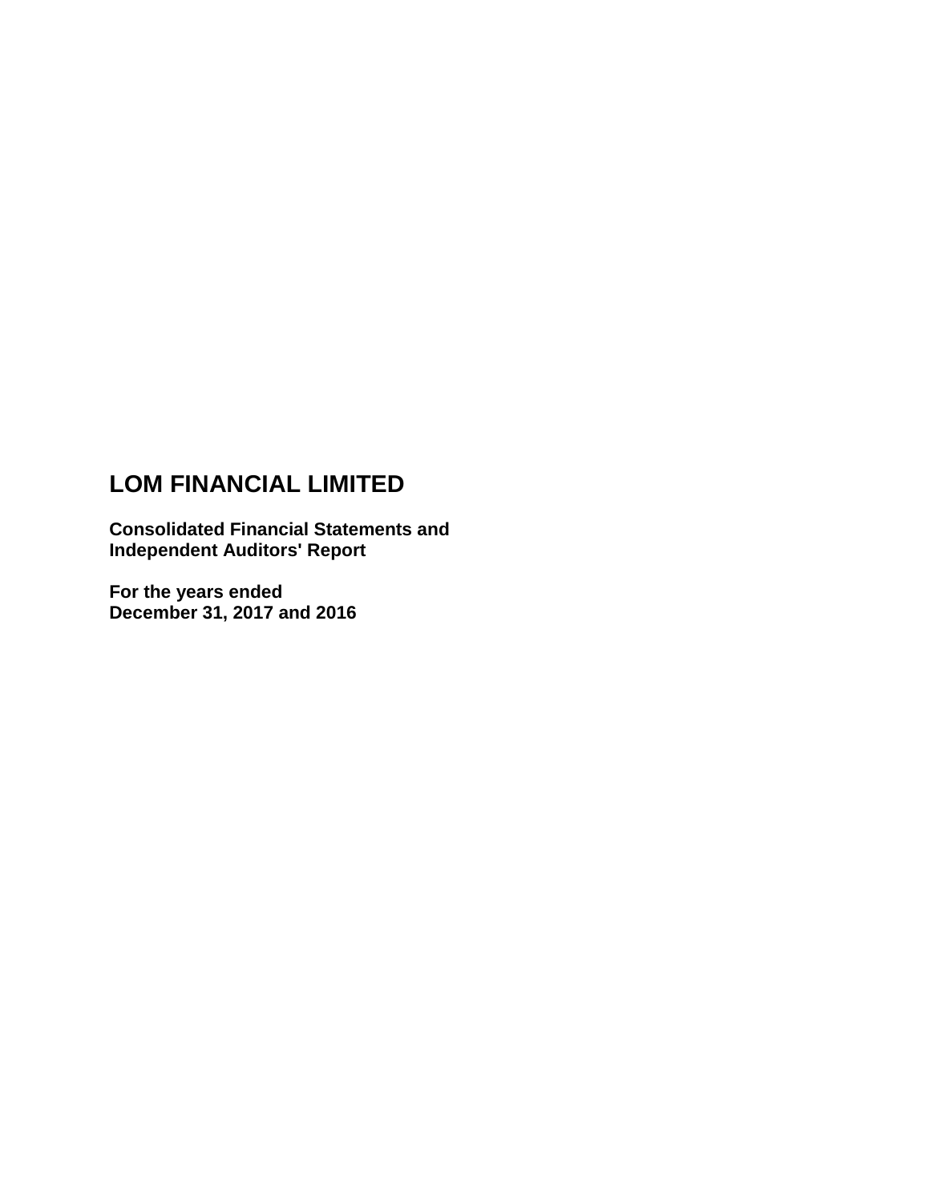# LOM FINANCIAL LIMITED

**Consolidated Financial Statements and Independent Auditors' Report**

**For the years ended December 31, 2017 and 2016**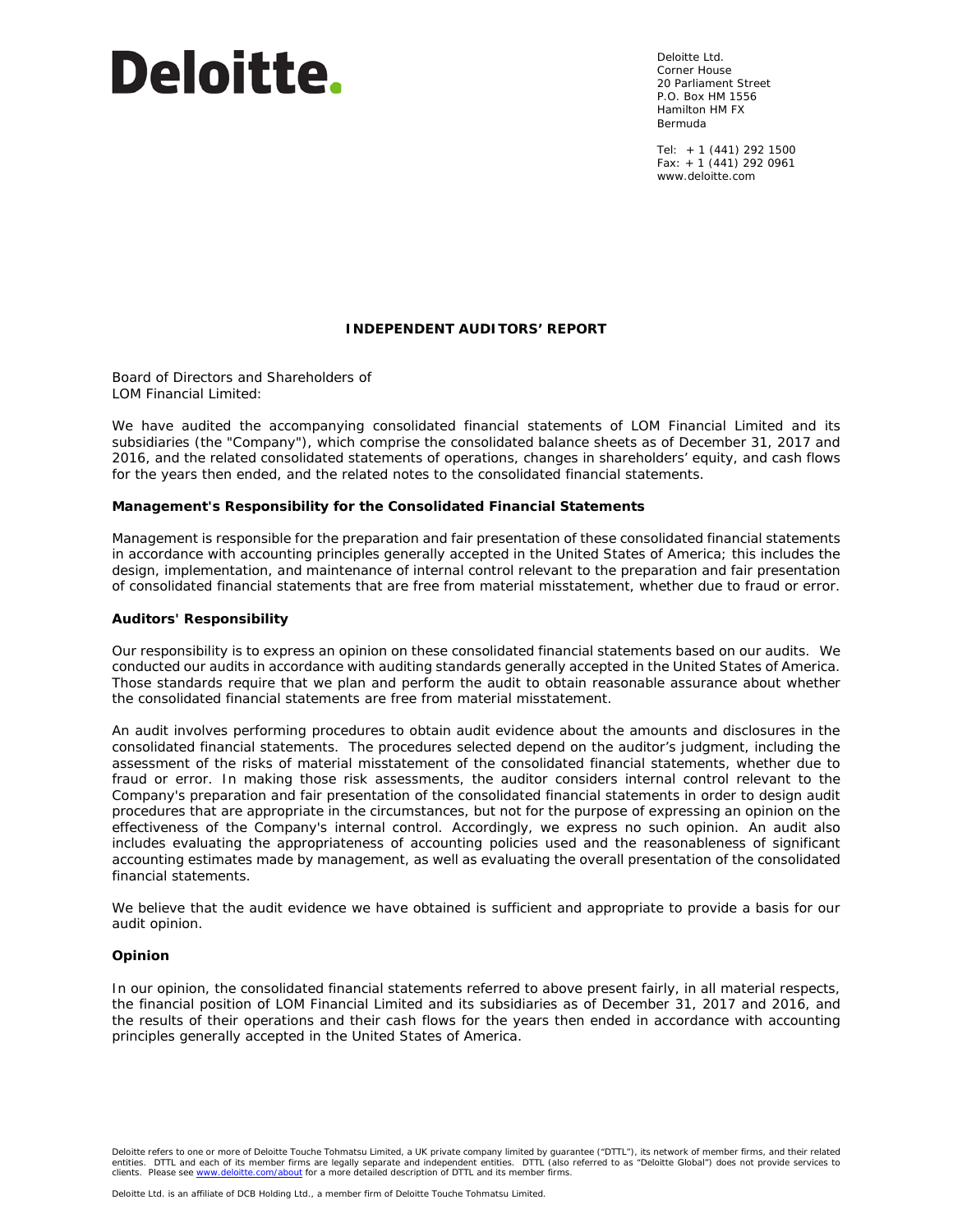# Deloitte.

Deloitte Ltd.
Corner House
20 Parliament Street
P.O. Box HM 1556
Hamilton HM FX
Bermuda

Tel: + 1 (441) 292 1500
Fax: + 1 (441) 292 0961
www.deloitte.com

## INDEPENDENT AUDITORS' REPORT

Board of Directors and Shareholders of
LOM Financial Limited:

We have audited the accompanying consolidated financial statements of LOM Financial Limited and its subsidiaries (the "Company"), which comprise the consolidated balance sheets as of December 31, 2017 and 2016, and the related consolidated statements of operations, changes in shareholders' equity, and cash flows for the years then ended, and the related notes to the consolidated financial statements.

### Management's Responsibility for the Consolidated Financial Statements

Management is responsible for the preparation and fair presentation of these consolidated financial statements in accordance with accounting principles generally accepted in the United States of America; this includes the design, implementation, and maintenance of internal control relevant to the preparation and fair presentation of consolidated financial statements that are free from material misstatement, whether due to fraud or error.

### Auditors' Responsibility

Our responsibility is to express an opinion on these consolidated financial statements based on our audits. We conducted our audits in accordance with auditing standards generally accepted in the United States of America. Those standards require that we plan and perform the audit to obtain reasonable assurance about whether the consolidated financial statements are free from material misstatement.

An audit involves performing procedures to obtain audit evidence about the amounts and disclosures in the consolidated financial statements. The procedures selected depend on the auditor's judgment, including the assessment of the risks of material misstatement of the consolidated financial statements, whether due to fraud or error. In making those risk assessments, the auditor considers internal control relevant to the Company's preparation and fair presentation of the consolidated financial statements in order to design audit procedures that are appropriate in the circumstances, but not for the purpose of expressing an opinion on the effectiveness of the Company's internal control. Accordingly, we express no such opinion. An audit also includes evaluating the appropriateness of accounting policies used and the reasonableness of significant accounting estimates made by management, as well as evaluating the overall presentation of the consolidated financial statements.

We believe that the audit evidence we have obtained is sufficient and appropriate to provide a basis for our audit opinion.

### Opinion

In our opinion, the consolidated financial statements referred to above present fairly, in all material respects, the financial position of LOM Financial Limited and its subsidiaries as of December 31, 2017 and 2016, and the results of their operations and their cash flows for the years then ended in accordance with accounting principles generally accepted in the United States of America.

Deloitte refers to one or more of Deloitte Touche Tohmatsu Limited, a UK private company limited by guarantee ("DTTL"), its network of member firms, and their related entities. DTTL and each of its member firms are legally separate and independent entities. DTTL (also referred to as "Deloitte Global") does not provide services to clients. Please see www.deloitte.com/about for a more detailed description of DTTL and its member firms.

Deloitte Ltd. is an affiliate of DCB Holding Ltd., a member firm of Deloitte Touche Tohmatsu Limited.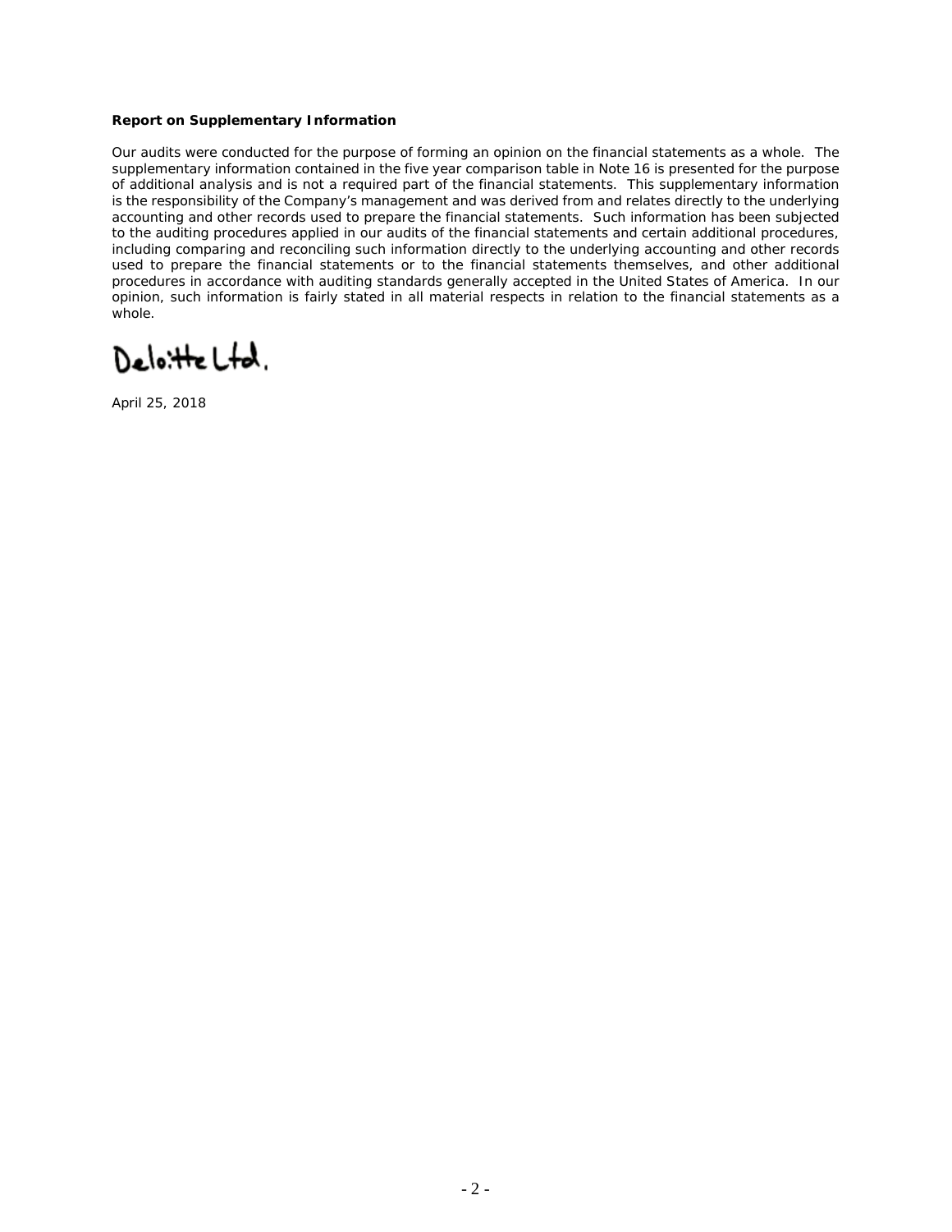**Report on Supplementary Information**

Our audits were conducted for the purpose of forming an opinion on the financial statements as a whole. The supplementary information contained in the five year comparison table in Note 16 is presented for the purpose of additional analysis and is not a required part of the financial statements. This supplementary information is the responsibility of the Company's management and was derived from and relates directly to the underlying accounting and other records used to prepare the financial statements. Such information has been subjected to the auditing procedures applied in our audits of the financial statements and certain additional procedures, including comparing and reconciling such information directly to the underlying accounting and other records used to prepare the financial statements or to the financial statements themselves, and other additional procedures in accordance with auditing standards generally accepted in the United States of America. In our opinion, such information is fairly stated in all material respects in relation to the financial statements as a whole.

Deloitte Ltd.

April 25, 2018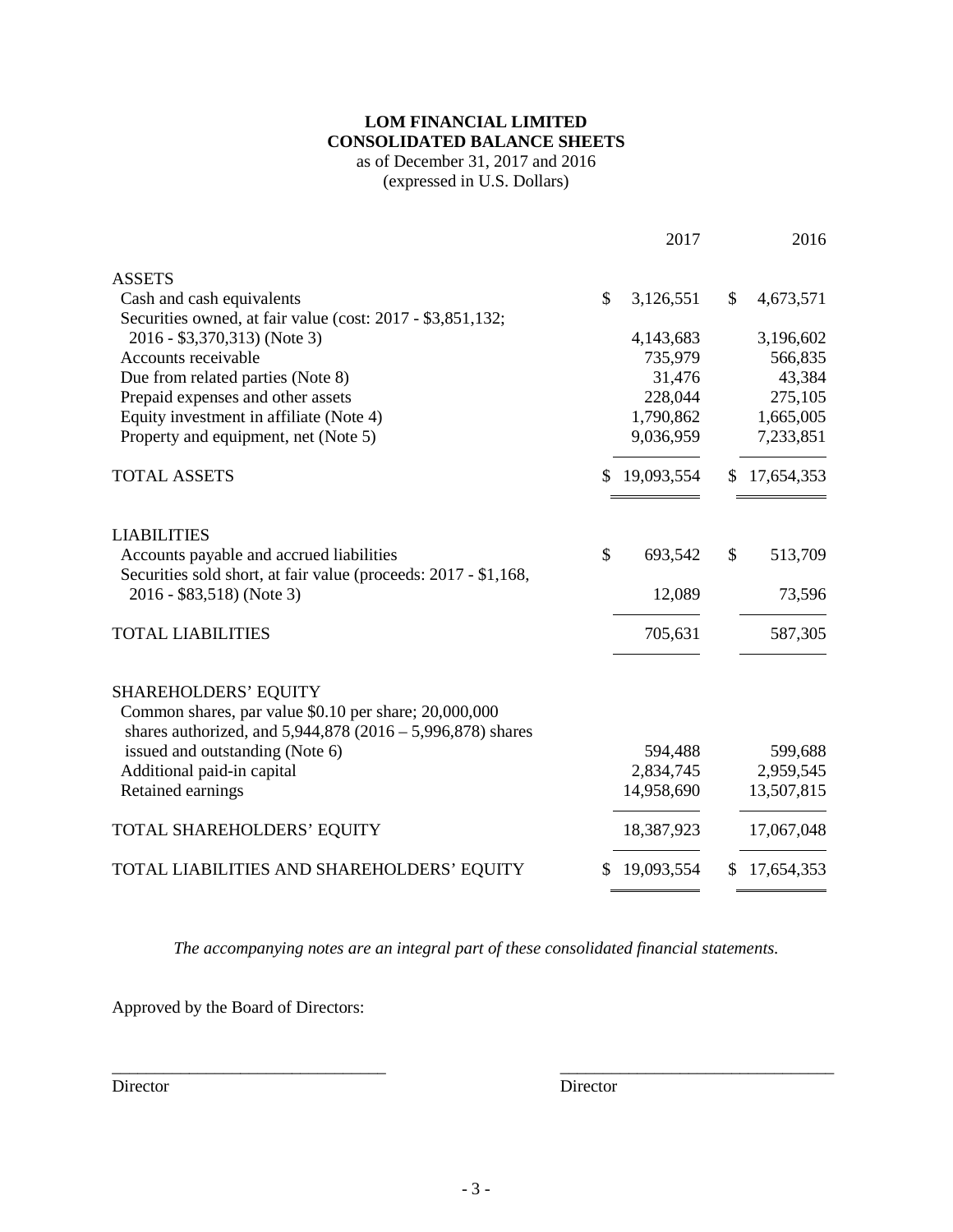**LOM FINANCIAL LIMITED**
**CONSOLIDATED BALANCE SHEETS**
as of December 31, 2017 and 2016
(expressed in U.S. Dollars)

| | 2017 | 2016 |
|---|---|---|
| **ASSETS** | | |
| Cash and cash equivalents | $ 3,126,551 | $ 4,673,571 |
| Securities owned, at fair value (cost: 2017 - $3,851,132; 2016 - $3,370,313) (Note 3) | 4,143,683 | 3,196,602 |
| Accounts receivable | 735,979 | 566,835 |
| Due from related parties (Note 8) | 31,476 | 43,384 |
| Prepaid expenses and other assets | 228,044 | 275,105 |
| Equity investment in affiliate (Note 4) | 1,790,862 | 1,665,005 |
| Property and equipment, net (Note 5) | 9,036,959 | 7,233,851 |
| TOTAL ASSETS | $ 19,093,554 | $ 17,654,353 |
| **LIABILITIES** | | |
| Accounts payable and accrued liabilities | $ 693,542 | $ 513,709 |
| Securities sold short, at fair value (proceeds: 2017 - $1,168, 2016 - $83,518) (Note 3) | 12,089 | 73,596 |
| TOTAL LIABILITIES | 705,631 | 587,305 |
| **SHAREHOLDERS' EQUITY** | | |
| Common shares, par value $0.10 per share; 20,000,000 shares authorized, and 5,944,878 (2016 – 5,996,878) shares issued and outstanding (Note 6) | 594,488 | 599,688 |
| Additional paid-in capital | 2,834,745 | 2,959,545 |
| Retained earnings | 14,958,690 | 13,507,815 |
| TOTAL SHAREHOLDERS' EQUITY | 18,387,923 | 17,067,048 |
| TOTAL LIABILITIES AND SHAREHOLDERS' EQUITY | $ 19,093,554 | $ 17,654,353 |

*The accompanying notes are an integral part of these consolidated financial statements.*

Approved by the Board of Directors:

________________________________ ________________________________
Director Director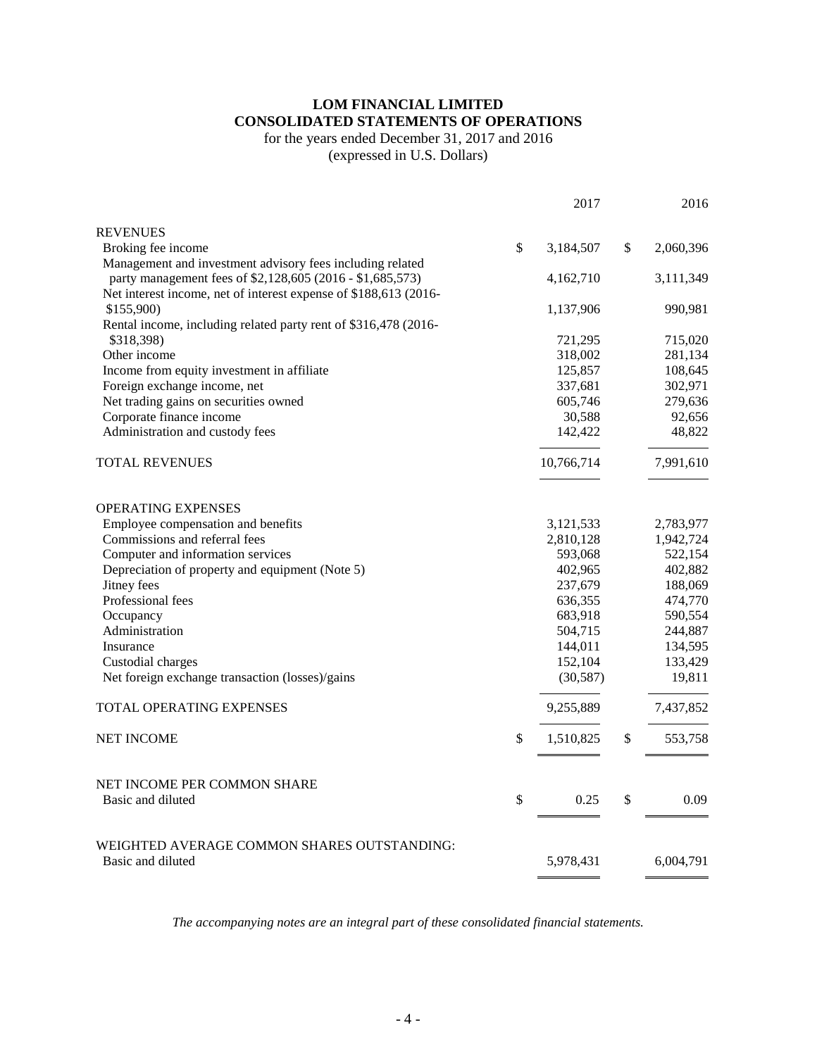# LOM FINANCIAL LIMITED
## CONSOLIDATED STATEMENTS OF OPERATIONS

for the years ended December 31, 2017 and 2016
(expressed in U.S. Dollars)

| | 2017 | 2016 |
|---|---|---|
| **REVENUES** | | |
| Broking fee income | $ 3,184,507 | $ 2,060,396 |
| Management and investment advisory fees including related party management fees of $2,128,605 (2016 - $1,685,573) | 4,162,710 | 3,111,349 |
| Net interest income, net of interest expense of $188,613 (2016- $155,900) | 1,137,906 | 990,981 |
| Rental income, including related party rent of $316,478 (2016- $318,398) | 721,295 | 715,020 |
| Other income | 318,002 | 281,134 |
| Income from equity investment in affiliate | 125,857 | 108,645 |
| Foreign exchange income, net | 337,681 | 302,971 |
| Net trading gains on securities owned | 605,746 | 279,636 |
| Corporate finance income | 30,588 | 92,656 |
| Administration and custody fees | 142,422 | 48,822 |
| TOTAL REVENUES | 10,766,714 | 7,991,610 |
| **OPERATING EXPENSES** | | |
| Employee compensation and benefits | 3,121,533 | 2,783,977 |
| Commissions and referral fees | 2,810,128 | 1,942,724 |
| Computer and information services | 593,068 | 522,154 |
| Depreciation of property and equipment (Note 5) | 402,965 | 402,882 |
| Jitney fees | 237,679 | 188,069 |
| Professional fees | 636,355 | 474,770 |
| Occupancy | 683,918 | 590,554 |
| Administration | 504,715 | 244,887 |
| Insurance | 144,011 | 134,595 |
| Custodial charges | 152,104 | 133,429 |
| Net foreign exchange transaction (losses)/gains | (30,587) | 19,811 |
| TOTAL OPERATING EXPENSES | 9,255,889 | 7,437,852 |
| NET INCOME | $ 1,510,825 | $ 553,758 |
| NET INCOME PER COMMON SHARE | | |
| Basic and diluted | $ 0.25 | $ 0.09 |
| WEIGHTED AVERAGE COMMON SHARES OUTSTANDING: | | |
| Basic and diluted | 5,978,431 | 6,004,791 |

*The accompanying notes are an integral part of these consolidated financial statements.*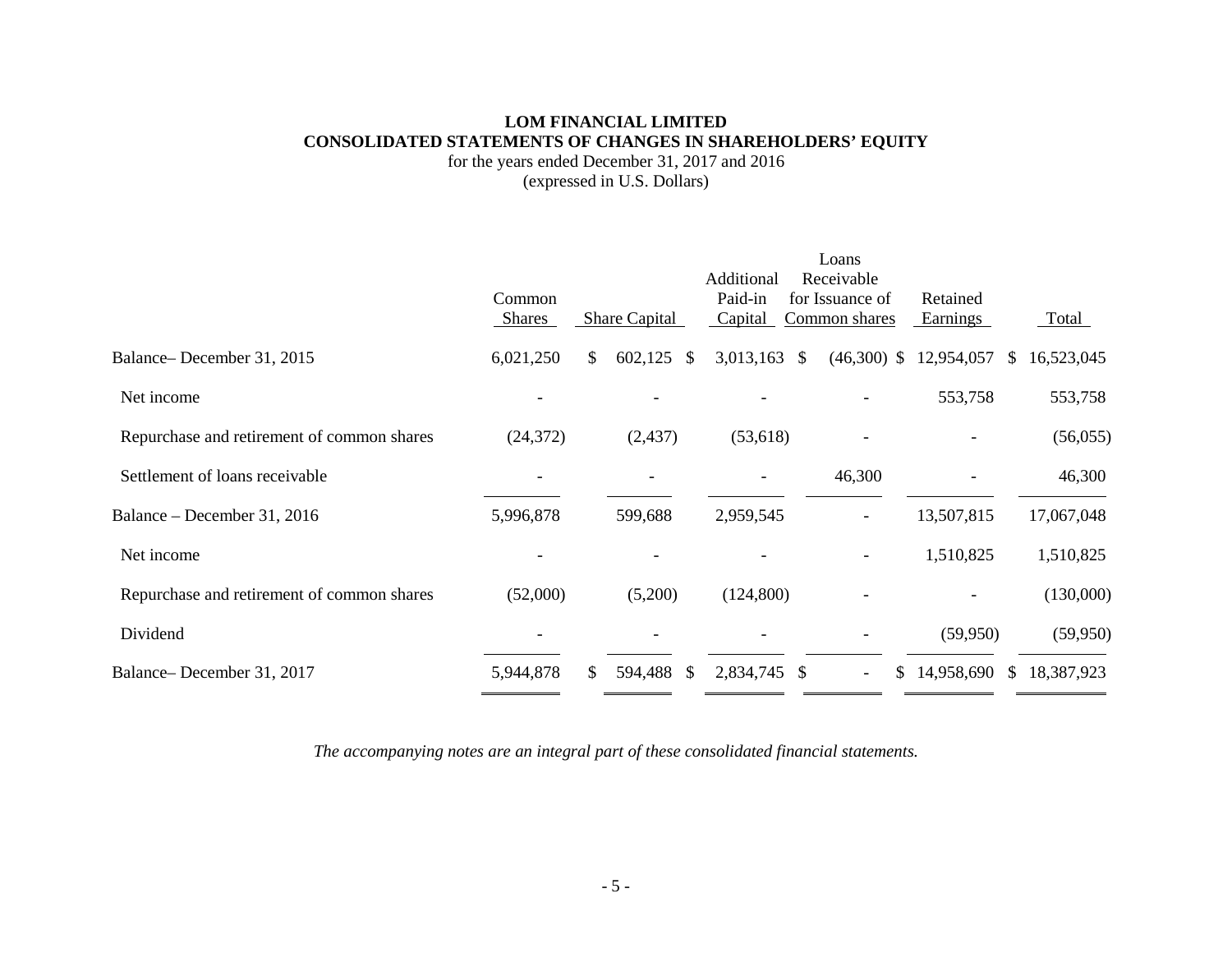**LOM FINANCIAL LIMITED**
**CONSOLIDATED STATEMENTS OF CHANGES IN SHAREHOLDERS' EQUITY**
for the years ended December 31, 2017 and 2016
(expressed in U.S. Dollars)

| | Common Shares | Share Capital | Additional Paid-in Capital | Loans Receivable for Issuance of Common shares | Retained Earnings | Total |
|---|---|---|---|---|---|---|
| Balance– December 31, 2015 | 6,021,250 | $ 602,125 | $ 3,013,163 | $ (46,300) | $ 12,954,057 | $ 16,523,045 |
| Net income | - | - | - | - | 553,758 | 553,758 |
| Repurchase and retirement of common shares | (24,372) | (2,437) | (53,618) | - | - | (56,055) |
| Settlement of loans receivable | - | - | - | 46,300 | - | 46,300 |
| Balance – December 31, 2016 | 5,996,878 | 599,688 | 2,959,545 | - | 13,507,815 | 17,067,048 |
| Net income | - | - | - | - | 1,510,825 | 1,510,825 |
| Repurchase and retirement of common shares | (52,000) | (5,200) | (124,800) | - | - | (130,000) |
| Dividend | - | - | - | - | (59,950) | (59,950) |
| Balance– December 31, 2017 | 5,944,878 | $ 594,488 | $ 2,834,745 | $ - | $ 14,958,690 | $ 18,387,923 |

*The accompanying notes are an integral part of these consolidated financial statements.*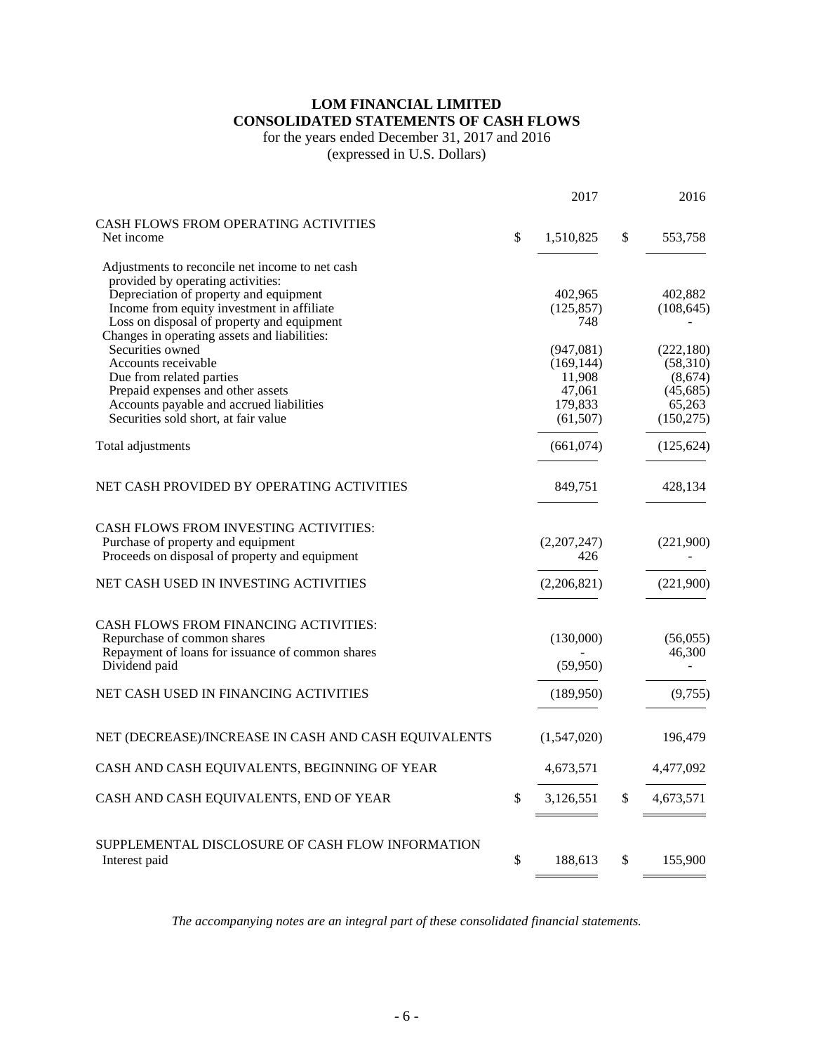# LOM FINANCIAL LIMITED
## CONSOLIDATED STATEMENTS OF CASH FLOWS

for the years ended December 31, 2017 and 2016
(expressed in U.S. Dollars)

| | 2017 | 2016 |
|---|---|---|
| CASH FLOWS FROM OPERATING ACTIVITIES | | |
| Net income | $ 1,510,825 | $ 553,758 |
| Adjustments to reconcile net income to net cash provided by operating activities: | | |
| Depreciation of property and equipment | 402,965 | 402,882 |
| Income from equity investment in affiliate | (125,857) | (108,645) |
| Loss on disposal of property and equipment | 748 | - |
| Changes in operating assets and liabilities: | | |
| Securities owned | (947,081) | (222,180) |
| Accounts receivable | (169,144) | (58,310) |
| Due from related parties | 11,908 | (8,674) |
| Prepaid expenses and other assets | 47,061 | (45,685) |
| Accounts payable and accrued liabilities | 179,833 | 65,263 |
| Securities sold short, at fair value | (61,507) | (150,275) |
| Total adjustments | (661,074) | (125,624) |
| NET CASH PROVIDED BY OPERATING ACTIVITIES | 849,751 | 428,134 |
| CASH FLOWS FROM INVESTING ACTIVITIES: | | |
| Purchase of property and equipment | (2,207,247) | (221,900) |
| Proceeds on disposal of property and equipment | 426 | - |
| NET CASH USED IN INVESTING ACTIVITIES | (2,206,821) | (221,900) |
| CASH FLOWS FROM FINANCING ACTIVITIES: | | |
| Repurchase of common shares | (130,000) | (56,055) |
| Repayment of loans for issuance of common shares | - | 46,300 |
| Dividend paid | (59,950) | - |
| NET CASH USED IN FINANCING ACTIVITIES | (189,950) | (9,755) |
| NET (DECREASE)/INCREASE IN CASH AND CASH EQUIVALENTS | (1,547,020) | 196,479 |
| CASH AND CASH EQUIVALENTS, BEGINNING OF YEAR | 4,673,571 | 4,477,092 |
| CASH AND CASH EQUIVALENTS, END OF YEAR | $ 3,126,551 | $ 4,673,571 |
| SUPPLEMENTAL DISCLOSURE OF CASH FLOW INFORMATION | | |
| Interest paid | $ 188,613 | $ 155,900 |

*The accompanying notes are an integral part of these consolidated financial statements.*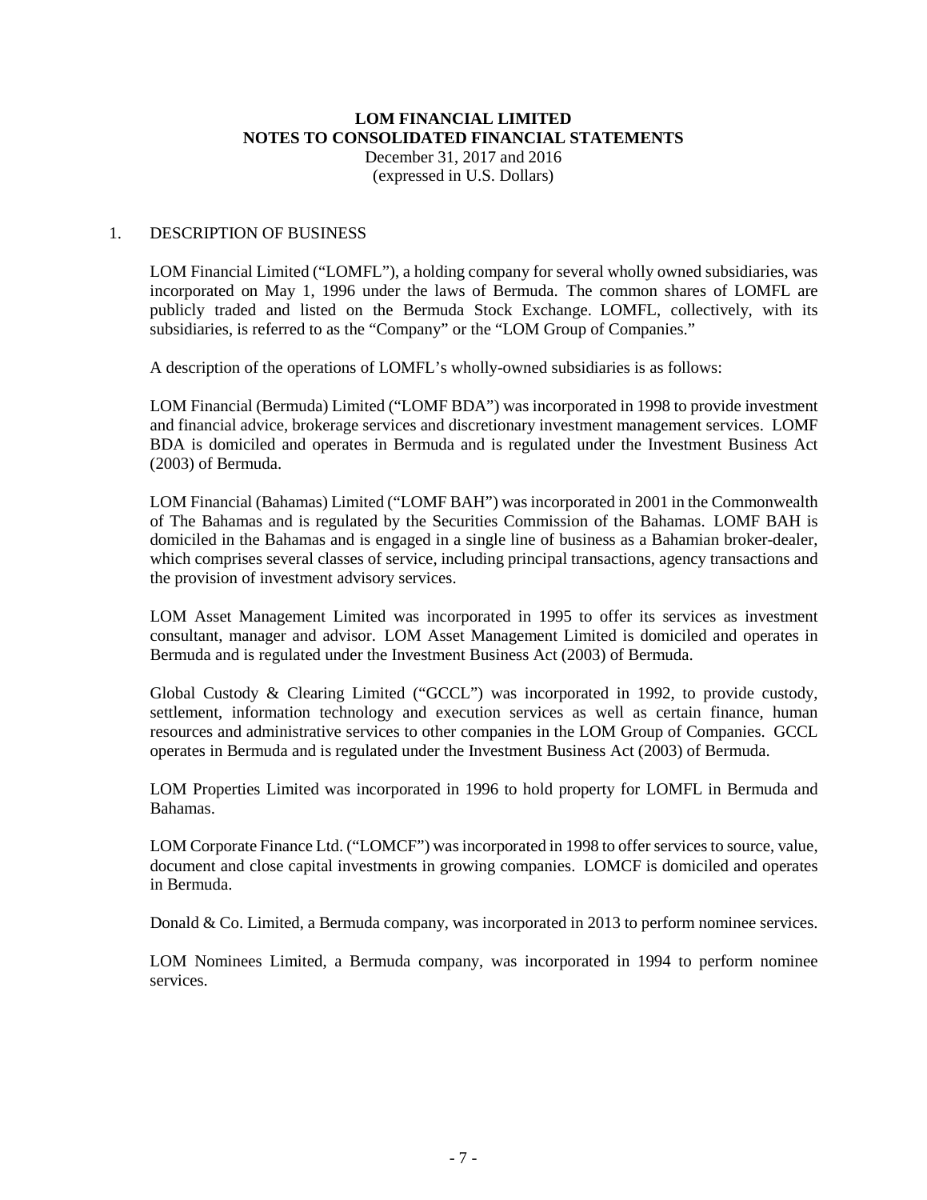# LOM FINANCIAL LIMITED
## NOTES TO CONSOLIDATED FINANCIAL STATEMENTS
December 31, 2017 and 2016
(expressed in U.S. Dollars)

## 1. DESCRIPTION OF BUSINESS

LOM Financial Limited ("LOMFL"), a holding company for several wholly owned subsidiaries, was incorporated on May 1, 1996 under the laws of Bermuda. The common shares of LOMFL are publicly traded and listed on the Bermuda Stock Exchange. LOMFL, collectively, with its subsidiaries, is referred to as the "Company" or the "LOM Group of Companies."

A description of the operations of LOMFL's wholly-owned subsidiaries is as follows:

LOM Financial (Bermuda) Limited ("LOMF BDA") was incorporated in 1998 to provide investment and financial advice, brokerage services and discretionary investment management services. LOMF BDA is domiciled and operates in Bermuda and is regulated under the Investment Business Act (2003) of Bermuda.

LOM Financial (Bahamas) Limited ("LOMF BAH") was incorporated in 2001 in the Commonwealth of The Bahamas and is regulated by the Securities Commission of the Bahamas. LOMF BAH is domiciled in the Bahamas and is engaged in a single line of business as a Bahamian broker-dealer, which comprises several classes of service, including principal transactions, agency transactions and the provision of investment advisory services.

LOM Asset Management Limited was incorporated in 1995 to offer its services as investment consultant, manager and advisor. LOM Asset Management Limited is domiciled and operates in Bermuda and is regulated under the Investment Business Act (2003) of Bermuda.

Global Custody & Clearing Limited ("GCCL") was incorporated in 1992, to provide custody, settlement, information technology and execution services as well as certain finance, human resources and administrative services to other companies in the LOM Group of Companies. GCCL operates in Bermuda and is regulated under the Investment Business Act (2003) of Bermuda.

LOM Properties Limited was incorporated in 1996 to hold property for LOMFL in Bermuda and Bahamas.

LOM Corporate Finance Ltd. ("LOMCF") was incorporated in 1998 to offer services to source, value, document and close capital investments in growing companies. LOMCF is domiciled and operates in Bermuda.

Donald & Co. Limited, a Bermuda company, was incorporated in 2013 to perform nominee services.

LOM Nominees Limited, a Bermuda company, was incorporated in 1994 to perform nominee services.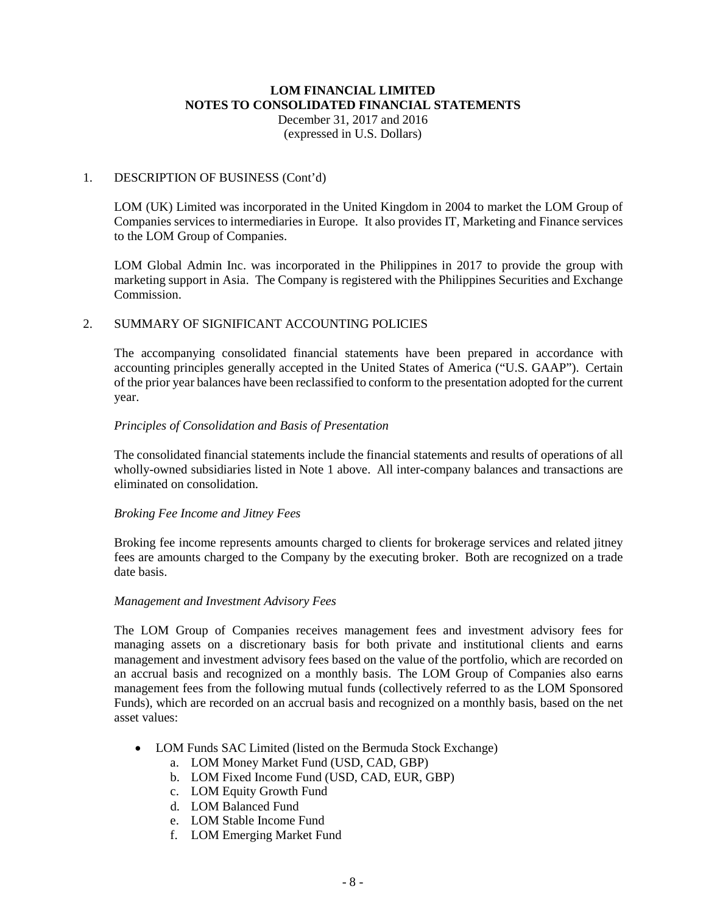## 1. DESCRIPTION OF BUSINESS (Cont'd)

LOM (UK) Limited was incorporated in the United Kingdom in 2004 to market the LOM Group of Companies services to intermediaries in Europe. It also provides IT, Marketing and Finance services to the LOM Group of Companies.

LOM Global Admin Inc. was incorporated in the Philippines in 2017 to provide the group with marketing support in Asia. The Company is registered with the Philippines Securities and Exchange Commission.

## 2. SUMMARY OF SIGNIFICANT ACCOUNTING POLICIES

The accompanying consolidated financial statements have been prepared in accordance with accounting principles generally accepted in the United States of America ("U.S. GAAP"). Certain of the prior year balances have been reclassified to conform to the presentation adopted for the current year.

*Principles of Consolidation and Basis of Presentation*

The consolidated financial statements include the financial statements and results of operations of all wholly-owned subsidiaries listed in Note 1 above. All inter-company balances and transactions are eliminated on consolidation.

*Broking Fee Income and Jitney Fees*

Broking fee income represents amounts charged to clients for brokerage services and related jitney fees are amounts charged to the Company by the executing broker. Both are recognized on a trade date basis.

*Management and Investment Advisory Fees*

The LOM Group of Companies receives management fees and investment advisory fees for managing assets on a discretionary basis for both private and institutional clients and earns management and investment advisory fees based on the value of the portfolio, which are recorded on an accrual basis and recognized on a monthly basis. The LOM Group of Companies also earns management fees from the following mutual funds (collectively referred to as the LOM Sponsored Funds), which are recorded on an accrual basis and recognized on a monthly basis, based on the net asset values:

- LOM Funds SAC Limited (listed on the Bermuda Stock Exchange)
    a. LOM Money Market Fund (USD, CAD, GBP)
    b. LOM Fixed Income Fund (USD, CAD, EUR, GBP)
    c. LOM Equity Growth Fund
    d. LOM Balanced Fund
    e. LOM Stable Income Fund
    f. LOM Emerging Market Fund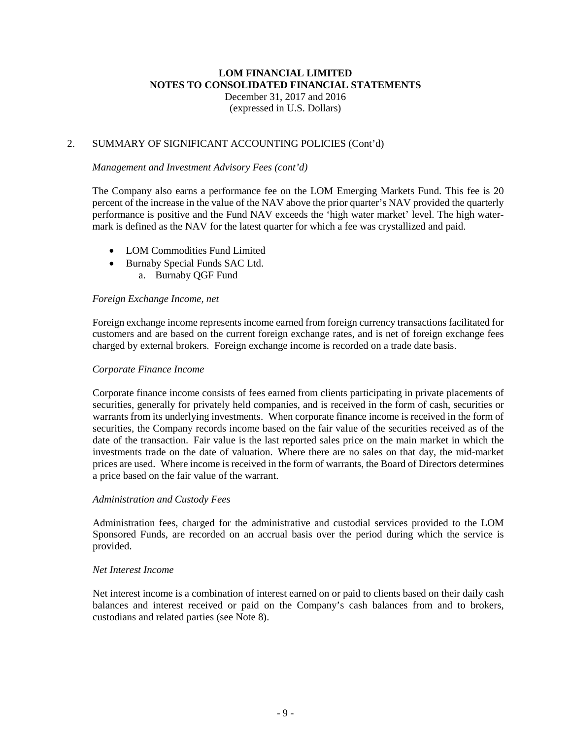## 2. SUMMARY OF SIGNIFICANT ACCOUNTING POLICIES (Cont'd)

*Management and Investment Advisory Fees (cont'd)*

The Company also earns a performance fee on the LOM Emerging Markets Fund. This fee is 20 percent of the increase in the value of the NAV above the prior quarter's NAV provided the quarterly performance is positive and the Fund NAV exceeds the 'high water market' level. The high water-mark is defined as the NAV for the latest quarter for which a fee was crystallized and paid.

- LOM Commodities Fund Limited
- Burnaby Special Funds SAC Ltd.
    a. Burnaby QGF Fund

*Foreign Exchange Income, net*

Foreign exchange income represents income earned from foreign currency transactions facilitated for customers and are based on the current foreign exchange rates, and is net of foreign exchange fees charged by external brokers. Foreign exchange income is recorded on a trade date basis.

*Corporate Finance Income*

Corporate finance income consists of fees earned from clients participating in private placements of securities, generally for privately held companies, and is received in the form of cash, securities or warrants from its underlying investments. When corporate finance income is received in the form of securities, the Company records income based on the fair value of the securities received as of the date of the transaction. Fair value is the last reported sales price on the main market in which the investments trade on the date of valuation. Where there are no sales on that day, the mid-market prices are used. Where income is received in the form of warrants, the Board of Directors determines a price based on the fair value of the warrant.

*Administration and Custody Fees*

Administration fees, charged for the administrative and custodial services provided to the LOM Sponsored Funds, are recorded on an accrual basis over the period during which the service is provided.

*Net Interest Income*

Net interest income is a combination of interest earned on or paid to clients based on their daily cash balances and interest received or paid on the Company's cash balances from and to brokers, custodians and related parties (see Note 8).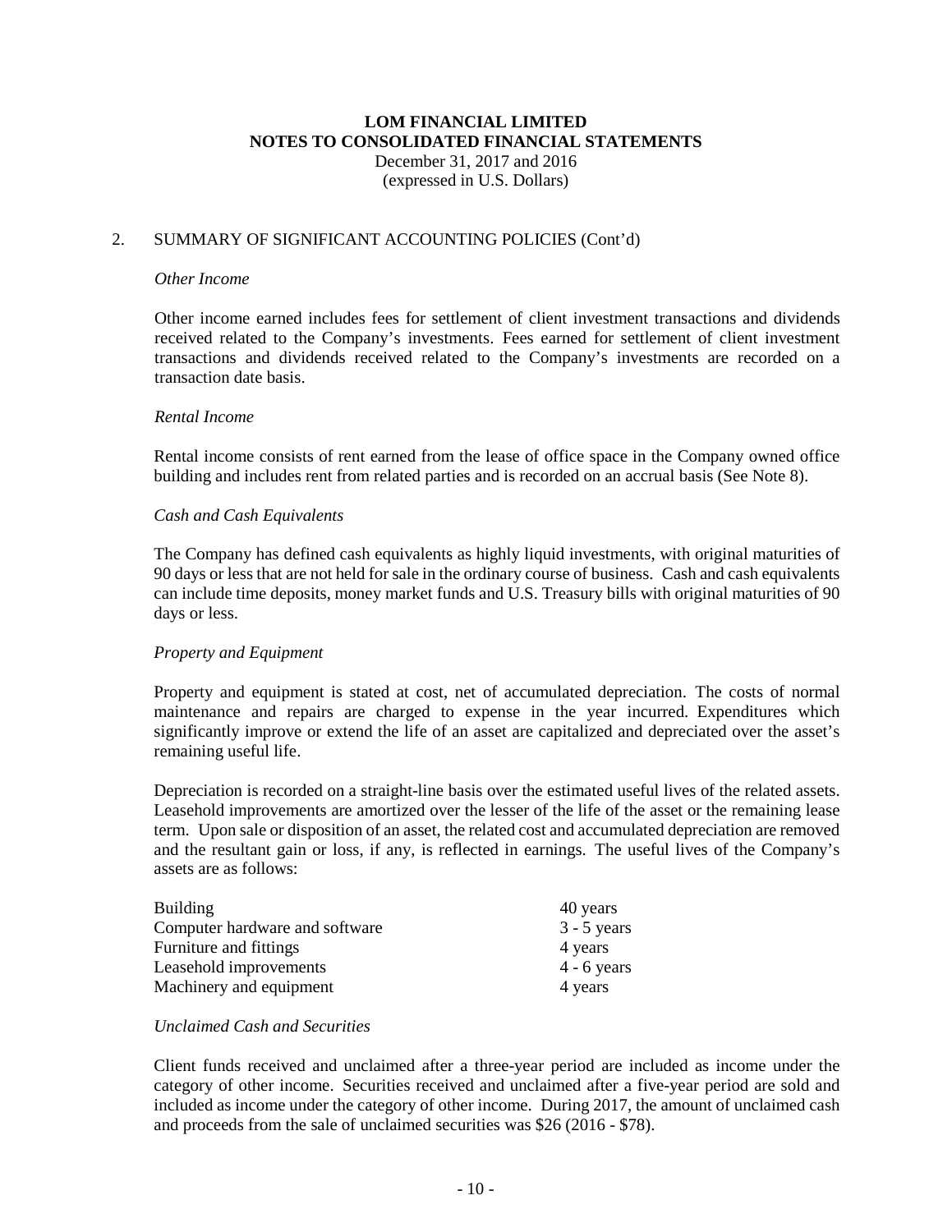# LOM FINANCIAL LIMITED
## NOTES TO CONSOLIDATED FINANCIAL STATEMENTS
December 31, 2017 and 2016
(expressed in U.S. Dollars)

## 2. SUMMARY OF SIGNIFICANT ACCOUNTING POLICIES (Cont'd)

*Other Income*

Other income earned includes fees for settlement of client investment transactions and dividends received related to the Company's investments. Fees earned for settlement of client investment transactions and dividends received related to the Company's investments are recorded on a transaction date basis.

*Rental Income*

Rental income consists of rent earned from the lease of office space in the Company owned office building and includes rent from related parties and is recorded on an accrual basis (See Note 8).

*Cash and Cash Equivalents*

The Company has defined cash equivalents as highly liquid investments, with original maturities of 90 days or less that are not held for sale in the ordinary course of business. Cash and cash equivalents can include time deposits, money market funds and U.S. Treasury bills with original maturities of 90 days or less.

*Property and Equipment*

Property and equipment is stated at cost, net of accumulated depreciation. The costs of normal maintenance and repairs are charged to expense in the year incurred. Expenditures which significantly improve or extend the life of an asset are capitalized and depreciated over the asset's remaining useful life.

Depreciation is recorded on a straight-line basis over the estimated useful lives of the related assets. Leasehold improvements are amortized over the lesser of the life of the asset or the remaining lease term. Upon sale or disposition of an asset, the related cost and accumulated depreciation are removed and the resultant gain or loss, if any, is reflected in earnings. The useful lives of the Company's assets are as follows:

| | |
|---|---|
| Building | 40 years |
| Computer hardware and software | 3 - 5 years |
| Furniture and fittings | 4 years |
| Leasehold improvements | 4 - 6 years |
| Machinery and equipment | 4 years |

*Unclaimed Cash and Securities*

Client funds received and unclaimed after a three-year period are included as income under the category of other income. Securities received and unclaimed after a five-year period are sold and included as income under the category of other income. During 2017, the amount of unclaimed cash and proceeds from the sale of unclaimed securities was $26 (2016 - $78).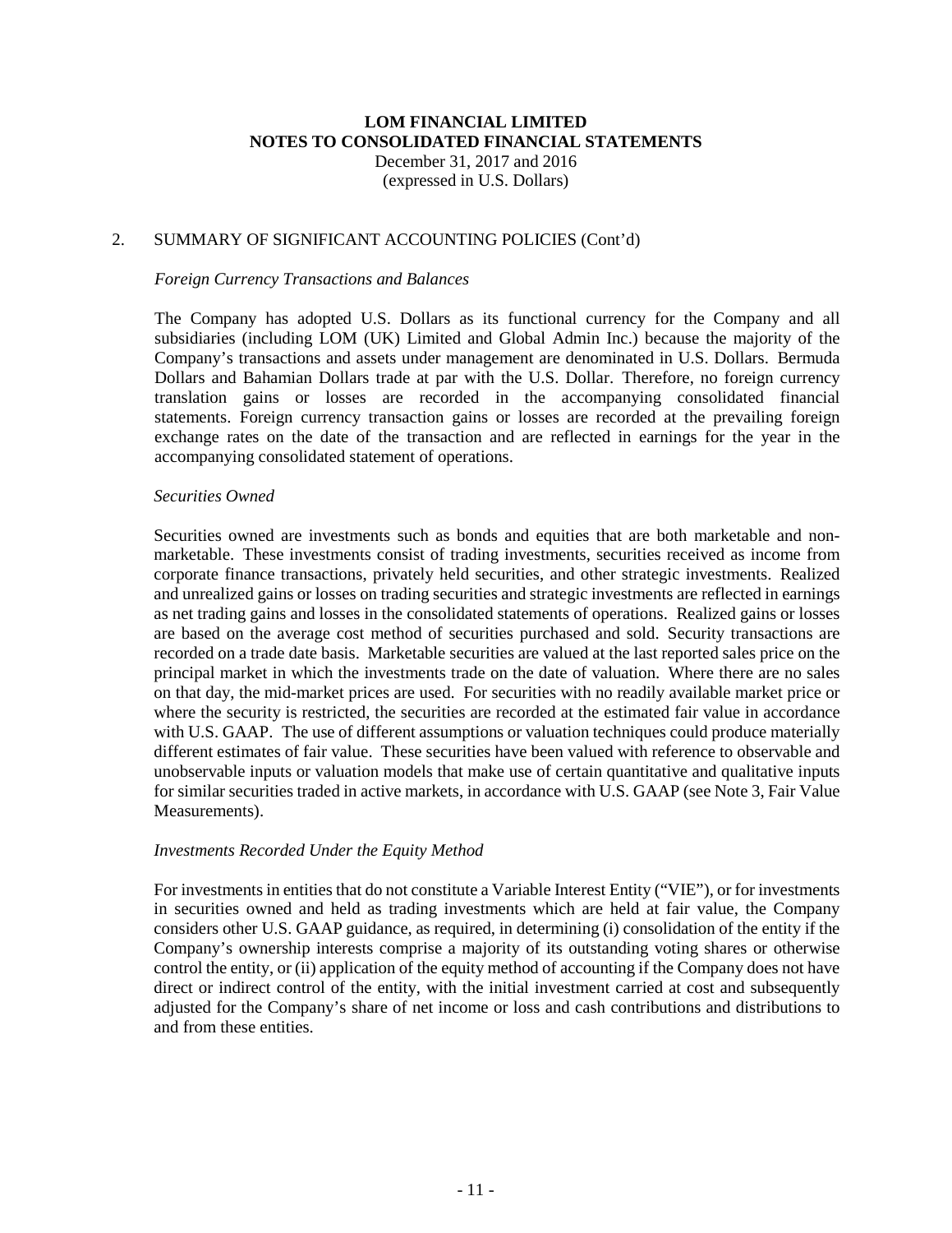# LOM FINANCIAL LIMITED
## NOTES TO CONSOLIDATED FINANCIAL STATEMENTS
December 31, 2017 and 2016
(expressed in U.S. Dollars)

2. SUMMARY OF SIGNIFICANT ACCOUNTING POLICIES (Cont'd)

*Foreign Currency Transactions and Balances*

The Company has adopted U.S. Dollars as its functional currency for the Company and all subsidiaries (including LOM (UK) Limited and Global Admin Inc.) because the majority of the Company's transactions and assets under management are denominated in U.S. Dollars. Bermuda Dollars and Bahamian Dollars trade at par with the U.S. Dollar. Therefore, no foreign currency translation gains or losses are recorded in the accompanying consolidated financial statements. Foreign currency transaction gains or losses are recorded at the prevailing foreign exchange rates on the date of the transaction and are reflected in earnings for the year in the accompanying consolidated statement of operations.

*Securities Owned*

Securities owned are investments such as bonds and equities that are both marketable and non-marketable. These investments consist of trading investments, securities received as income from corporate finance transactions, privately held securities, and other strategic investments. Realized and unrealized gains or losses on trading securities and strategic investments are reflected in earnings as net trading gains and losses in the consolidated statements of operations. Realized gains or losses are based on the average cost method of securities purchased and sold. Security transactions are recorded on a trade date basis. Marketable securities are valued at the last reported sales price on the principal market in which the investments trade on the date of valuation. Where there are no sales on that day, the mid-market prices are used. For securities with no readily available market price or where the security is restricted, the securities are recorded at the estimated fair value in accordance with U.S. GAAP. The use of different assumptions or valuation techniques could produce materially different estimates of fair value. These securities have been valued with reference to observable and unobservable inputs or valuation models that make use of certain quantitative and qualitative inputs for similar securities traded in active markets, in accordance with U.S. GAAP (see Note 3, Fair Value Measurements).

*Investments Recorded Under the Equity Method*

For investments in entities that do not constitute a Variable Interest Entity ("VIE"), or for investments in securities owned and held as trading investments which are held at fair value, the Company considers other U.S. GAAP guidance, as required, in determining (i) consolidation of the entity if the Company's ownership interests comprise a majority of its outstanding voting shares or otherwise control the entity, or (ii) application of the equity method of accounting if the Company does not have direct or indirect control of the entity, with the initial investment carried at cost and subsequently adjusted for the Company's share of net income or loss and cash contributions and distributions to and from these entities.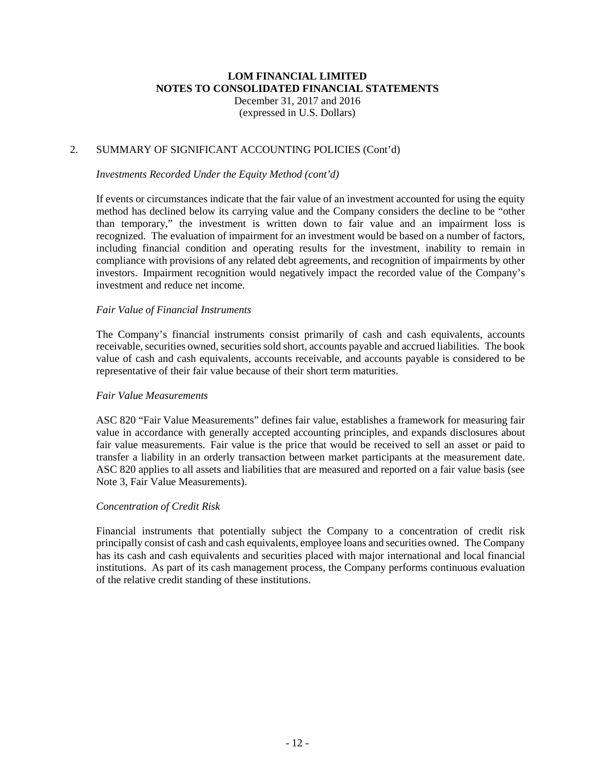# LOM FINANCIAL LIMITED
# NOTES TO CONSOLIDATED FINANCIAL STATEMENTS

December 31, 2017 and 2016
(expressed in U.S. Dollars)

## 2. SUMMARY OF SIGNIFICANT ACCOUNTING POLICIES (Cont'd)

*Investments Recorded Under the Equity Method (cont'd)*

If events or circumstances indicate that the fair value of an investment accounted for using the equity method has declined below its carrying value and the Company considers the decline to be "other than temporary," the investment is written down to fair value and an impairment loss is recognized. The evaluation of impairment for an investment would be based on a number of factors, including financial condition and operating results for the investment, inability to remain in compliance with provisions of any related debt agreements, and recognition of impairments by other investors. Impairment recognition would negatively impact the recorded value of the Company's investment and reduce net income.

*Fair Value of Financial Instruments*

The Company's financial instruments consist primarily of cash and cash equivalents, accounts receivable, securities owned, securities sold short, accounts payable and accrued liabilities. The book value of cash and cash equivalents, accounts receivable, and accounts payable is considered to be representative of their fair value because of their short term maturities.

*Fair Value Measurements*

ASC 820 "Fair Value Measurements" defines fair value, establishes a framework for measuring fair value in accordance with generally accepted accounting principles, and expands disclosures about fair value measurements. Fair value is the price that would be received to sell an asset or paid to transfer a liability in an orderly transaction between market participants at the measurement date. ASC 820 applies to all assets and liabilities that are measured and reported on a fair value basis (see Note 3, Fair Value Measurements).

*Concentration of Credit Risk*

Financial instruments that potentially subject the Company to a concentration of credit risk principally consist of cash and cash equivalents, employee loans and securities owned. The Company has its cash and cash equivalents and securities placed with major international and local financial institutions. As part of its cash management process, the Company performs continuous evaluation of the relative credit standing of these institutions.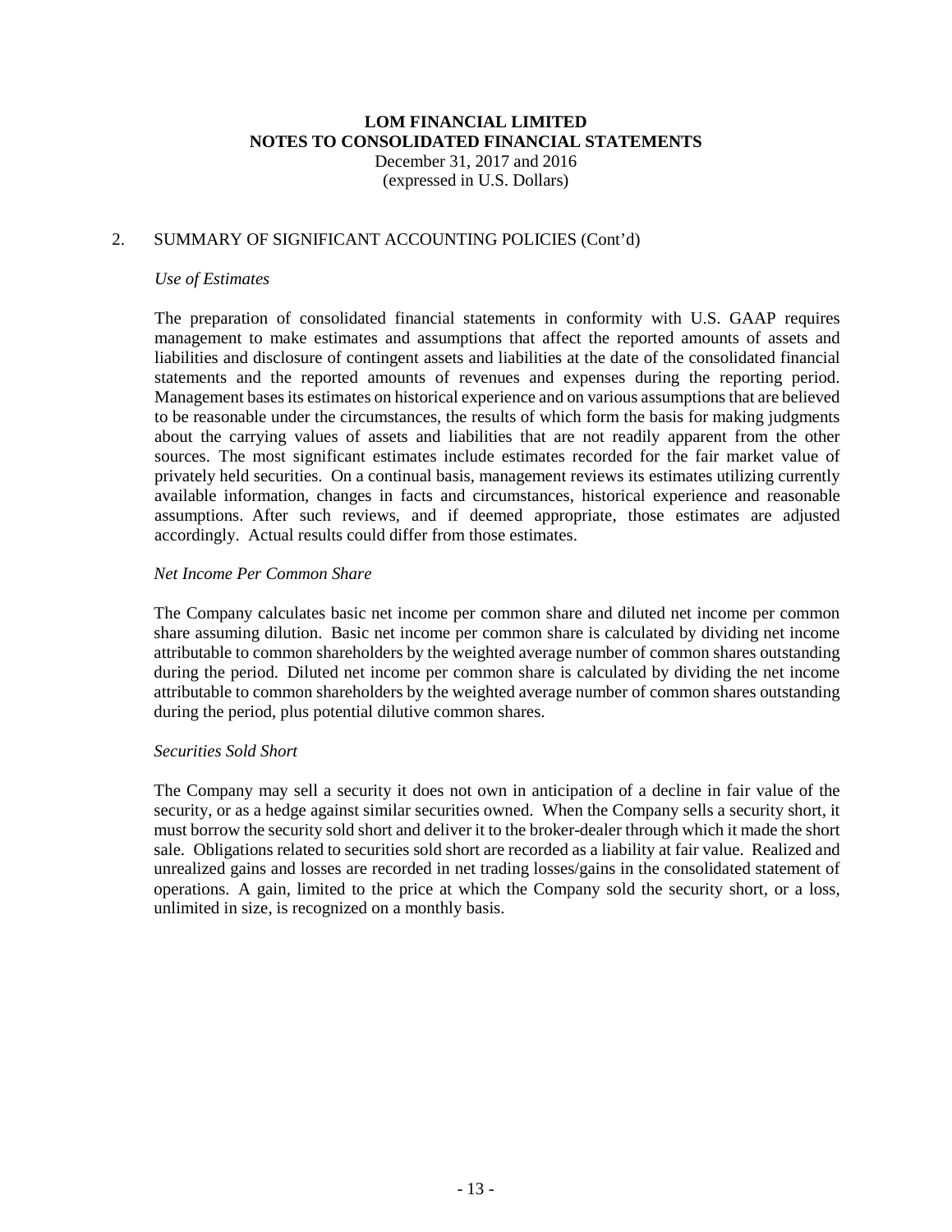**LOM FINANCIAL LIMITED**
**NOTES TO CONSOLIDATED FINANCIAL STATEMENTS**
December 31, 2017 and 2016
(expressed in U.S. Dollars)

## 2. SUMMARY OF SIGNIFICANT ACCOUNTING POLICIES (Cont'd)

*Use of Estimates*

The preparation of consolidated financial statements in conformity with U.S. GAAP requires management to make estimates and assumptions that affect the reported amounts of assets and liabilities and disclosure of contingent assets and liabilities at the date of the consolidated financial statements and the reported amounts of revenues and expenses during the reporting period. Management bases its estimates on historical experience and on various assumptions that are believed to be reasonable under the circumstances, the results of which form the basis for making judgments about the carrying values of assets and liabilities that are not readily apparent from the other sources. The most significant estimates include estimates recorded for the fair market value of privately held securities. On a continual basis, management reviews its estimates utilizing currently available information, changes in facts and circumstances, historical experience and reasonable assumptions. After such reviews, and if deemed appropriate, those estimates are adjusted accordingly. Actual results could differ from those estimates.

*Net Income Per Common Share*

The Company calculates basic net income per common share and diluted net income per common share assuming dilution. Basic net income per common share is calculated by dividing net income attributable to common shareholders by the weighted average number of common shares outstanding during the period. Diluted net income per common share is calculated by dividing the net income attributable to common shareholders by the weighted average number of common shares outstanding during the period, plus potential dilutive common shares.

*Securities Sold Short*

The Company may sell a security it does not own in anticipation of a decline in fair value of the security, or as a hedge against similar securities owned. When the Company sells a security short, it must borrow the security sold short and deliver it to the broker-dealer through which it made the short sale. Obligations related to securities sold short are recorded as a liability at fair value. Realized and unrealized gains and losses are recorded in net trading losses/gains in the consolidated statement of operations. A gain, limited to the price at which the Company sold the security short, or a loss, unlimited in size, is recognized on a monthly basis.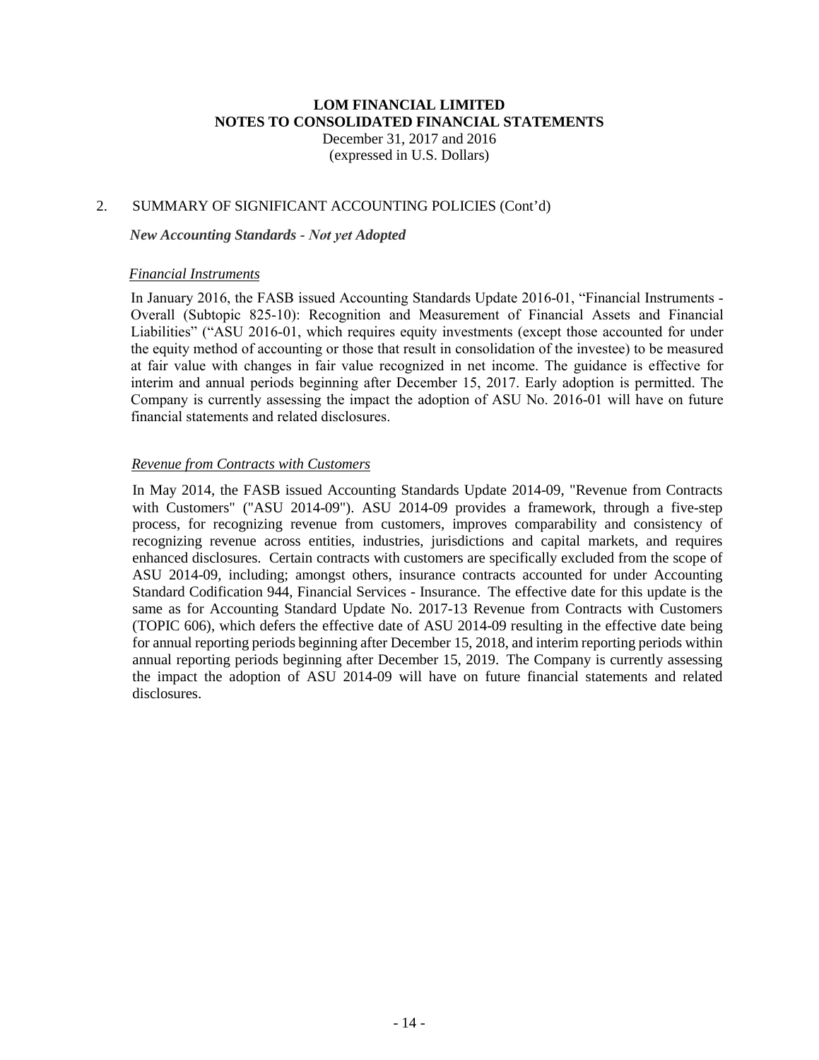## 2. SUMMARY OF SIGNIFICANT ACCOUNTING POLICIES (Cont'd)

***New Accounting Standards - Not yet Adopted***

*Financial Instruments*

In January 2016, the FASB issued Accounting Standards Update 2016-01, "Financial Instruments - Overall (Subtopic 825-10): Recognition and Measurement of Financial Assets and Financial Liabilities" ("ASU 2016-01, which requires equity investments (except those accounted for under the equity method of accounting or those that result in consolidation of the investee) to be measured at fair value with changes in fair value recognized in net income. The guidance is effective for interim and annual periods beginning after December 15, 2017. Early adoption is permitted. The Company is currently assessing the impact the adoption of ASU No. 2016-01 will have on future financial statements and related disclosures.

*Revenue from Contracts with Customers*

In May 2014, the FASB issued Accounting Standards Update 2014-09, "Revenue from Contracts with Customers" ("ASU 2014-09"). ASU 2014-09 provides a framework, through a five-step process, for recognizing revenue from customers, improves comparability and consistency of recognizing revenue across entities, industries, jurisdictions and capital markets, and requires enhanced disclosures. Certain contracts with customers are specifically excluded from the scope of ASU 2014-09, including; amongst others, insurance contracts accounted for under Accounting Standard Codification 944, Financial Services - Insurance. The effective date for this update is the same as for Accounting Standard Update No. 2017-13 Revenue from Contracts with Customers (TOPIC 606), which defers the effective date of ASU 2014-09 resulting in the effective date being for annual reporting periods beginning after December 15, 2018, and interim reporting periods within annual reporting periods beginning after December 15, 2019. The Company is currently assessing the impact the adoption of ASU 2014-09 will have on future financial statements and related disclosures.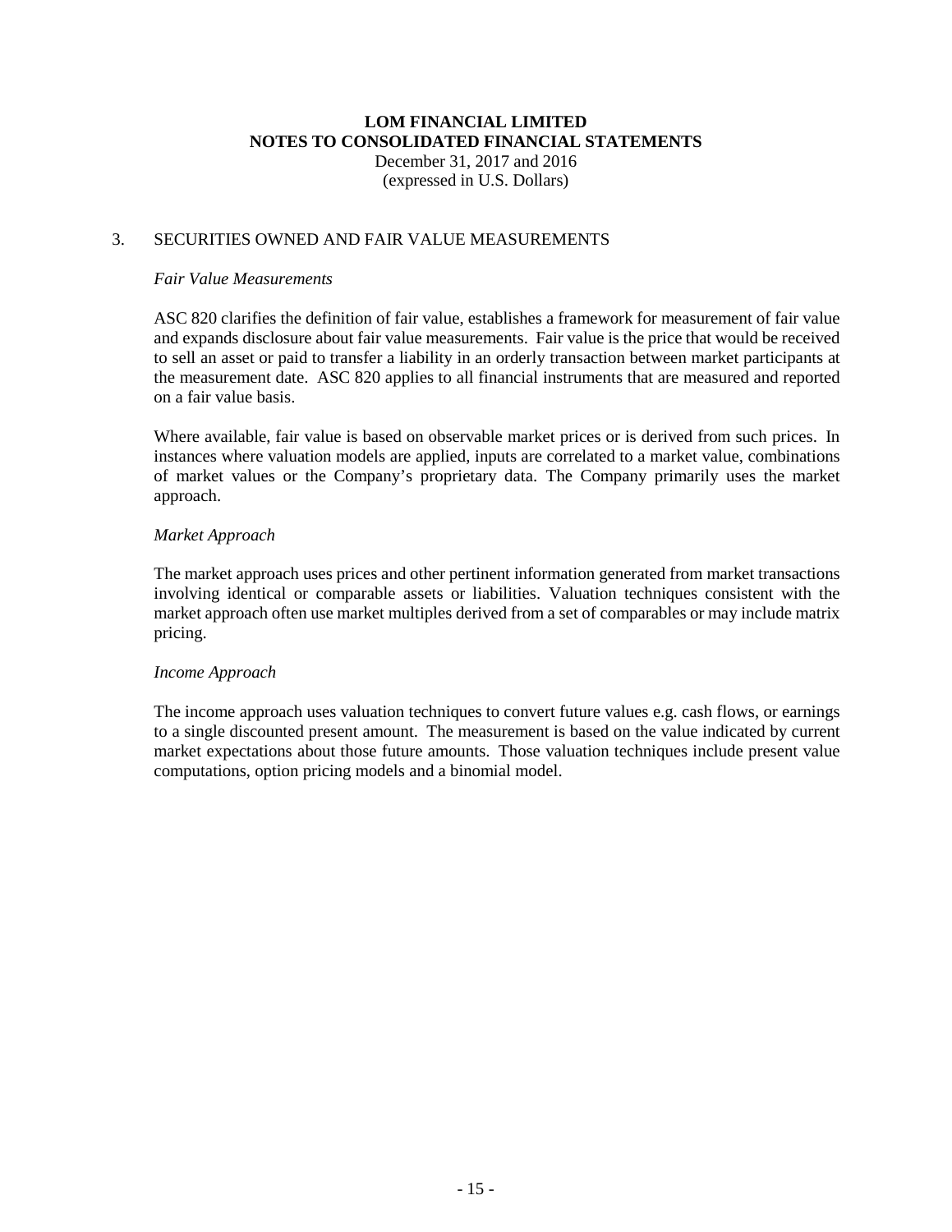# LOM FINANCIAL LIMITED
## NOTES TO CONSOLIDATED FINANCIAL STATEMENTS
December 31, 2017 and 2016
(expressed in U.S. Dollars)

## 3. SECURITIES OWNED AND FAIR VALUE MEASUREMENTS

*Fair Value Measurements*

ASC 820 clarifies the definition of fair value, establishes a framework for measurement of fair value and expands disclosure about fair value measurements. Fair value is the price that would be received to sell an asset or paid to transfer a liability in an orderly transaction between market participants at the measurement date. ASC 820 applies to all financial instruments that are measured and reported on a fair value basis.

Where available, fair value is based on observable market prices or is derived from such prices. In instances where valuation models are applied, inputs are correlated to a market value, combinations of market values or the Company's proprietary data. The Company primarily uses the market approach.

*Market Approach*

The market approach uses prices and other pertinent information generated from market transactions involving identical or comparable assets or liabilities. Valuation techniques consistent with the market approach often use market multiples derived from a set of comparables or may include matrix pricing.

*Income Approach*

The income approach uses valuation techniques to convert future values e.g. cash flows, or earnings to a single discounted present amount. The measurement is based on the value indicated by current market expectations about those future amounts. Those valuation techniques include present value computations, option pricing models and a binomial model.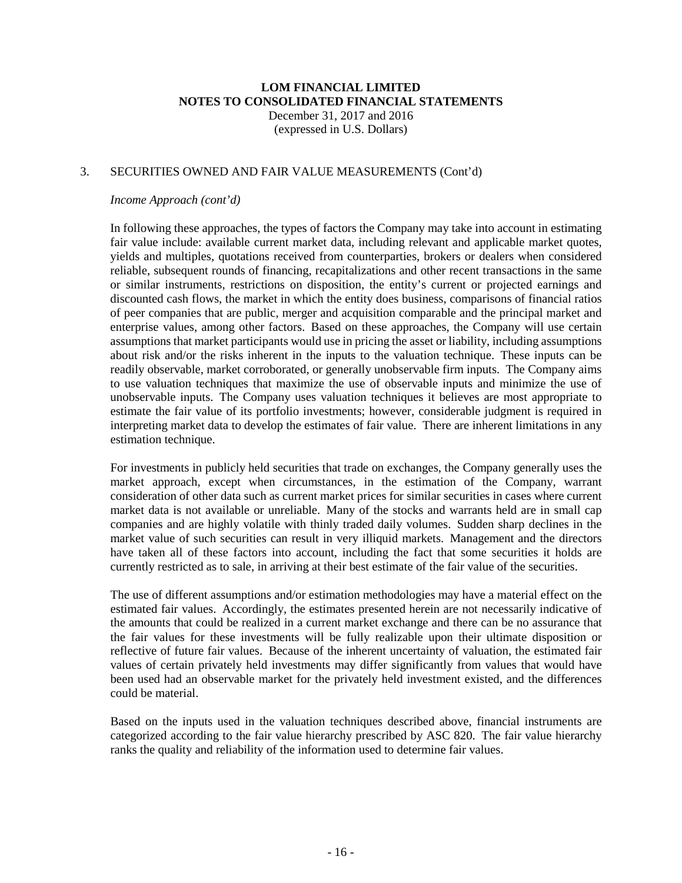### 3. SECURITIES OWNED AND FAIR VALUE MEASUREMENTS (Cont'd)

*Income Approach (cont'd)*

In following these approaches, the types of factors the Company may take into account in estimating fair value include: available current market data, including relevant and applicable market quotes, yields and multiples, quotations received from counterparties, brokers or dealers when considered reliable, subsequent rounds of financing, recapitalizations and other recent transactions in the same or similar instruments, restrictions on disposition, the entity's current or projected earnings and discounted cash flows, the market in which the entity does business, comparisons of financial ratios of peer companies that are public, merger and acquisition comparable and the principal market and enterprise values, among other factors. Based on these approaches, the Company will use certain assumptions that market participants would use in pricing the asset or liability, including assumptions about risk and/or the risks inherent in the inputs to the valuation technique. These inputs can be readily observable, market corroborated, or generally unobservable firm inputs. The Company aims to use valuation techniques that maximize the use of observable inputs and minimize the use of unobservable inputs. The Company uses valuation techniques it believes are most appropriate to estimate the fair value of its portfolio investments; however, considerable judgment is required in interpreting market data to develop the estimates of fair value. There are inherent limitations in any estimation technique.

For investments in publicly held securities that trade on exchanges, the Company generally uses the market approach, except when circumstances, in the estimation of the Company, warrant consideration of other data such as current market prices for similar securities in cases where current market data is not available or unreliable. Many of the stocks and warrants held are in small cap companies and are highly volatile with thinly traded daily volumes. Sudden sharp declines in the market value of such securities can result in very illiquid markets. Management and the directors have taken all of these factors into account, including the fact that some securities it holds are currently restricted as to sale, in arriving at their best estimate of the fair value of the securities.

The use of different assumptions and/or estimation methodologies may have a material effect on the estimated fair values. Accordingly, the estimates presented herein are not necessarily indicative of the amounts that could be realized in a current market exchange and there can be no assurance that the fair values for these investments will be fully realizable upon their ultimate disposition or reflective of future fair values. Because of the inherent uncertainty of valuation, the estimated fair values of certain privately held investments may differ significantly from values that would have been used had an observable market for the privately held investment existed, and the differences could be material.

Based on the inputs used in the valuation techniques described above, financial instruments are categorized according to the fair value hierarchy prescribed by ASC 820. The fair value hierarchy ranks the quality and reliability of the information used to determine fair values.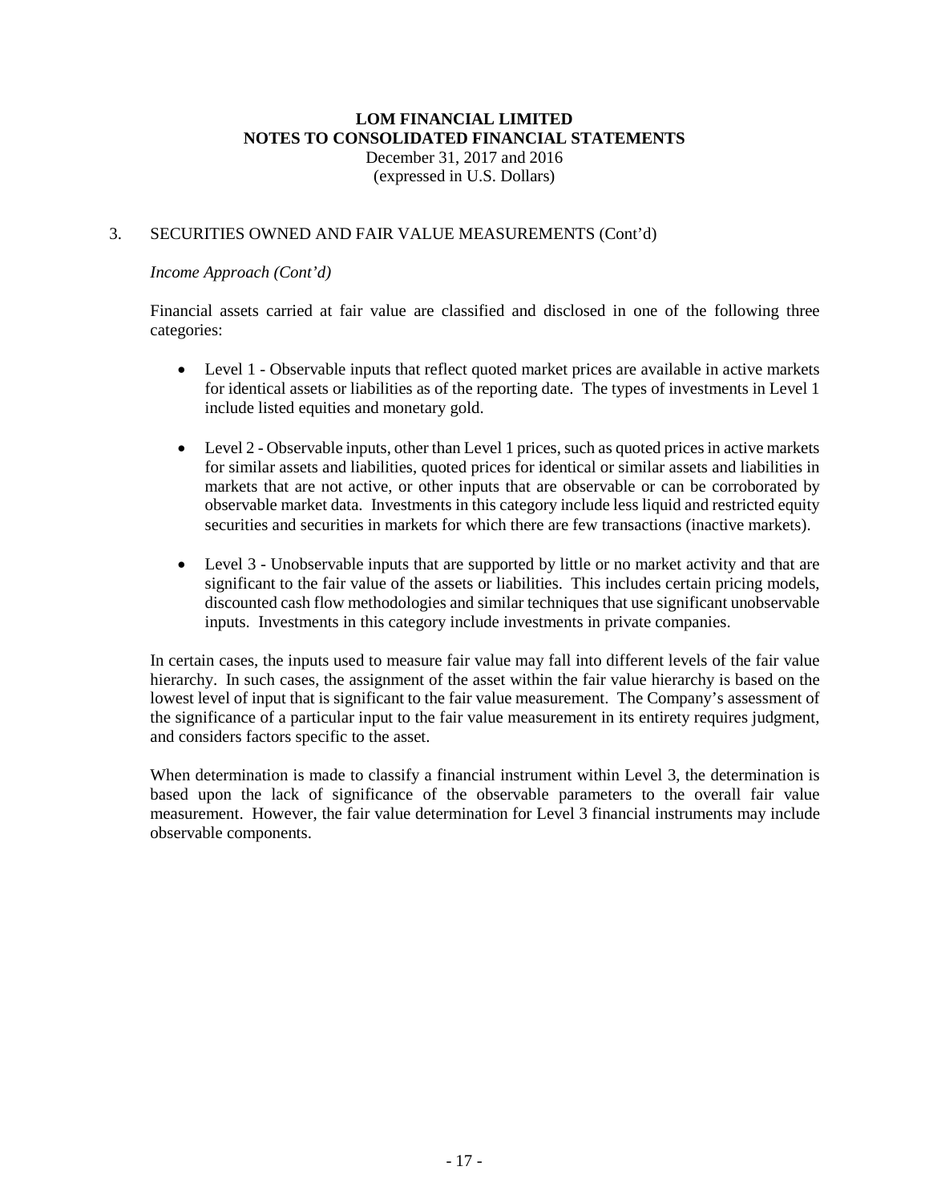# LOM FINANCIAL LIMITED
## NOTES TO CONSOLIDATED FINANCIAL STATEMENTS

December 31, 2017 and 2016
(expressed in U.S. Dollars)

3. SECURITIES OWNED AND FAIR VALUE MEASUREMENTS (Cont'd)

*Income Approach (Cont'd)*

Financial assets carried at fair value are classified and disclosed in one of the following three categories:

- Level 1 - Observable inputs that reflect quoted market prices are available in active markets for identical assets or liabilities as of the reporting date. The types of investments in Level 1 include listed equities and monetary gold.

- Level 2 - Observable inputs, other than Level 1 prices, such as quoted prices in active markets for similar assets and liabilities, quoted prices for identical or similar assets and liabilities in markets that are not active, or other inputs that are observable or can be corroborated by observable market data. Investments in this category include less liquid and restricted equity securities and securities in markets for which there are few transactions (inactive markets).

- Level 3 - Unobservable inputs that are supported by little or no market activity and that are significant to the fair value of the assets or liabilities. This includes certain pricing models, discounted cash flow methodologies and similar techniques that use significant unobservable inputs. Investments in this category include investments in private companies.

In certain cases, the inputs used to measure fair value may fall into different levels of the fair value hierarchy. In such cases, the assignment of the asset within the fair value hierarchy is based on the lowest level of input that is significant to the fair value measurement. The Company's assessment of the significance of a particular input to the fair value measurement in its entirety requires judgment, and considers factors specific to the asset.

When determination is made to classify a financial instrument within Level 3, the determination is based upon the lack of significance of the observable parameters to the overall fair value measurement. However, the fair value determination for Level 3 financial instruments may include observable components.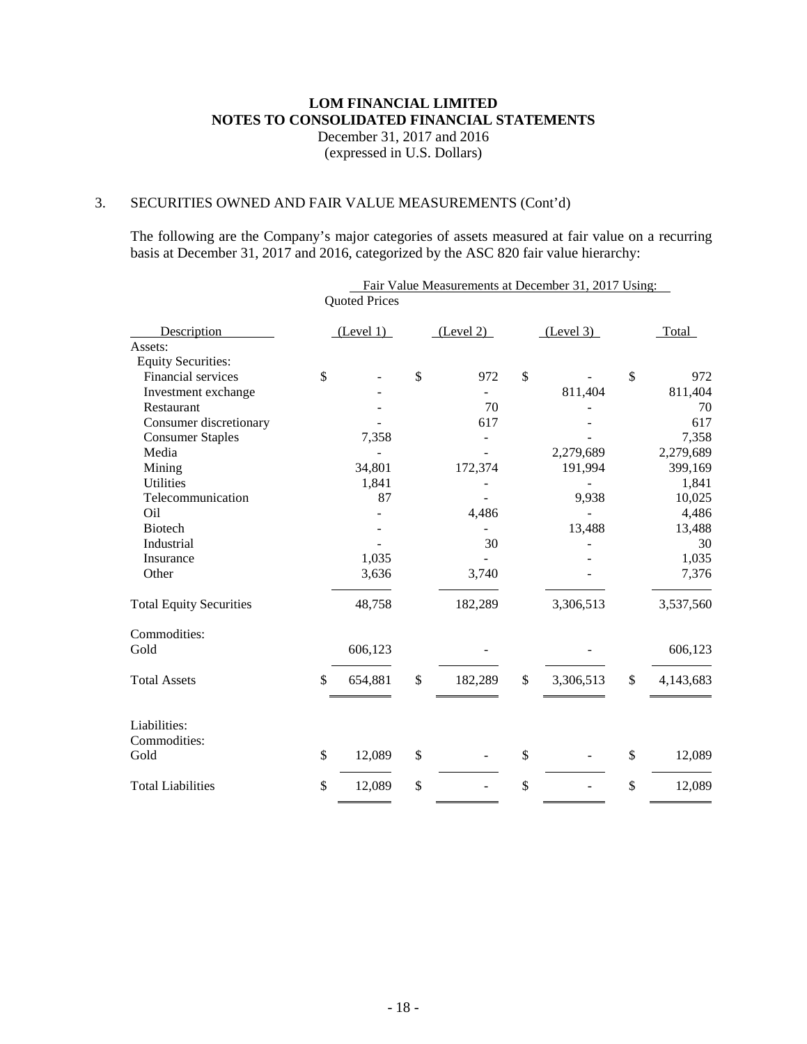**LOM FINANCIAL LIMITED**
**NOTES TO CONSOLIDATED FINANCIAL STATEMENTS**
December 31, 2017 and 2016
(expressed in U.S. Dollars)

3. SECURITIES OWNED AND FAIR VALUE MEASUREMENTS (Cont'd)

The following are the Company's major categories of assets measured at fair value on a recurring basis at December 31, 2017 and 2016, categorized by the ASC 820 fair value hierarchy:

| | Fair Value Measurements at December 31, 2017 Using: | | | |
|---|---|---|---|---|
| | Quoted Prices | | | |
| Description | (Level 1) | (Level 2) | (Level 3) | Total |
| Assets: | | | | |
| Equity Securities: | | | | |
| Financial services | $ - | $ 972 | $ - | $ 972 |
| Investment exchange | - | - | 811,404 | 811,404 |
| Restaurant | - | 70 | - | 70 |
| Consumer discretionary | - | 617 | - | 617 |
| Consumer Staples | 7,358 | - | - | 7,358 |
| Media | - | - | 2,279,689 | 2,279,689 |
| Mining | 34,801 | 172,374 | 191,994 | 399,169 |
| Utilities | 1,841 | - | - | 1,841 |
| Telecommunication | 87 | - | 9,938 | 10,025 |
| Oil | - | 4,486 | - | 4,486 |
| Biotech | - | - | 13,488 | 13,488 |
| Industrial | - | 30 | - | 30 |
| Insurance | 1,035 | - | - | 1,035 |
| Other | 3,636 | 3,740 | - | 7,376 |
| Total Equity Securities | 48,758 | 182,289 | 3,306,513 | 3,537,560 |
| Commodities: | | | | |
| Gold | 606,123 | - | - | 606,123 |
| Total Assets | $ 654,881 | $ 182,289 | $ 3,306,513 | $ 4,143,683 |
| Liabilities: | | | | |
| Commodities: | | | | |
| Gold | $ 12,089 | $ - | $ - | $ 12,089 |
| Total Liabilities | $ 12,089 | $ - | $ - | $ 12,089 |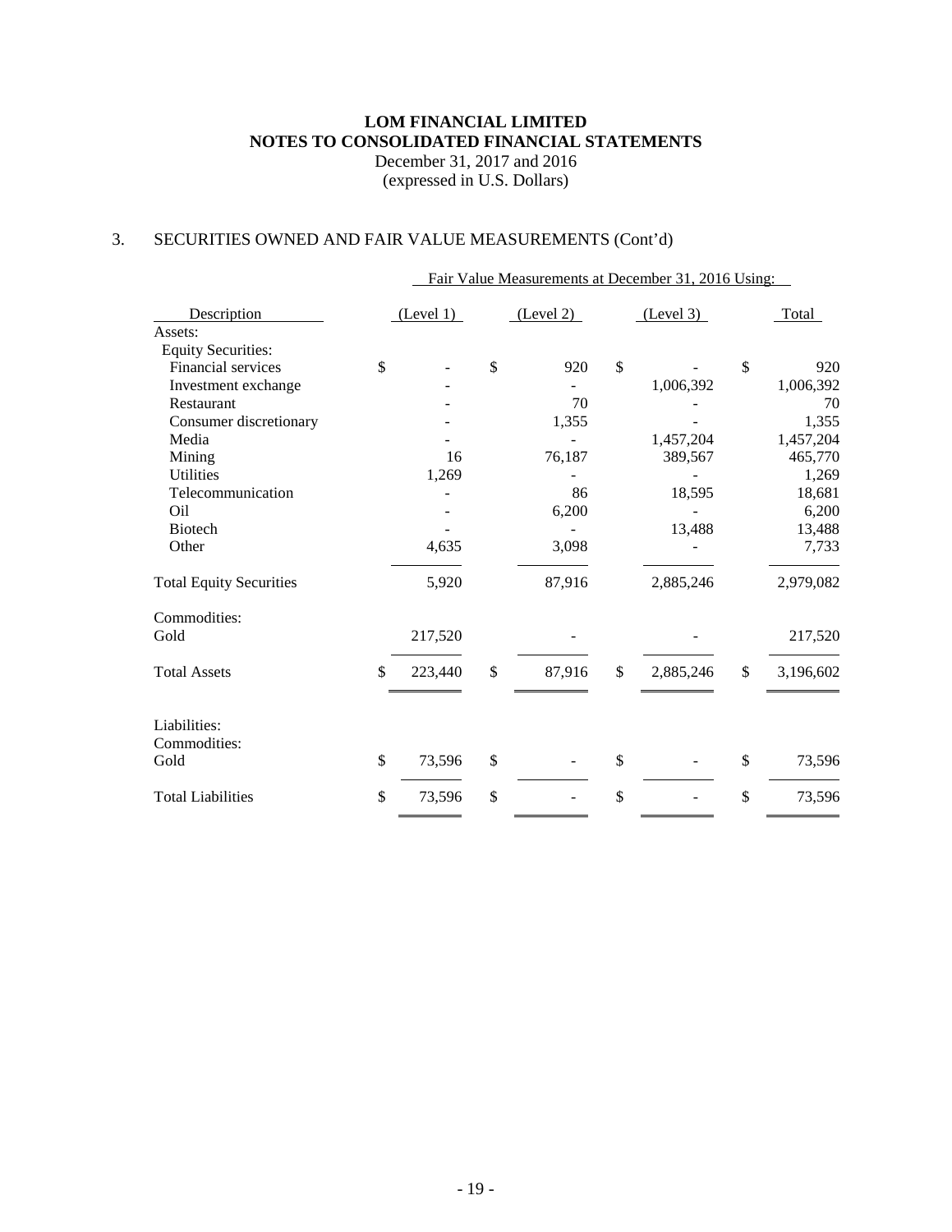# LOM FINANCIAL LIMITED
## NOTES TO CONSOLIDATED FINANCIAL STATEMENTS
December 31, 2017 and 2016
(expressed in U.S. Dollars)

## 3. SECURITIES OWNED AND FAIR VALUE MEASUREMENTS (Cont'd)

| | Fair Value Measurements at December 31, 2016 Using: | | | |
|---|---|---|---|---|
| Description | (Level 1) | (Level 2) | (Level 3) | Total |
| Assets: | | | | |
| Equity Securities: | | | | |
| Financial services | $ - | $ 920 | $ - | $ 920 |
| Investment exchange | - | - | 1,006,392 | 1,006,392 |
| Restaurant | - | 70 | - | 70 |
| Consumer discretionary | - | 1,355 | - | 1,355 |
| Media | - | - | 1,457,204 | 1,457,204 |
| Mining | 16 | 76,187 | 389,567 | 465,770 |
| Utilities | 1,269 | - | - | 1,269 |
| Telecommunication | - | 86 | 18,595 | 18,681 |
| Oil | - | 6,200 | - | 6,200 |
| Biotech | - | - | 13,488 | 13,488 |
| Other | 4,635 | 3,098 | - | 7,733 |
| Total Equity Securities | 5,920 | 87,916 | 2,885,246 | 2,979,082 |
| Commodities: | | | | |
| Gold | 217,520 | - | - | 217,520 |
| Total Assets | $ 223,440 | $ 87,916 | $ 2,885,246 | $ 3,196,602 |
| Liabilities: | | | | |
| Commodities: | | | | |
| Gold | $ 73,596 | $ - | $ - | $ 73,596 |
| Total Liabilities | $ 73,596 | $ - | $ - | $ 73,596 |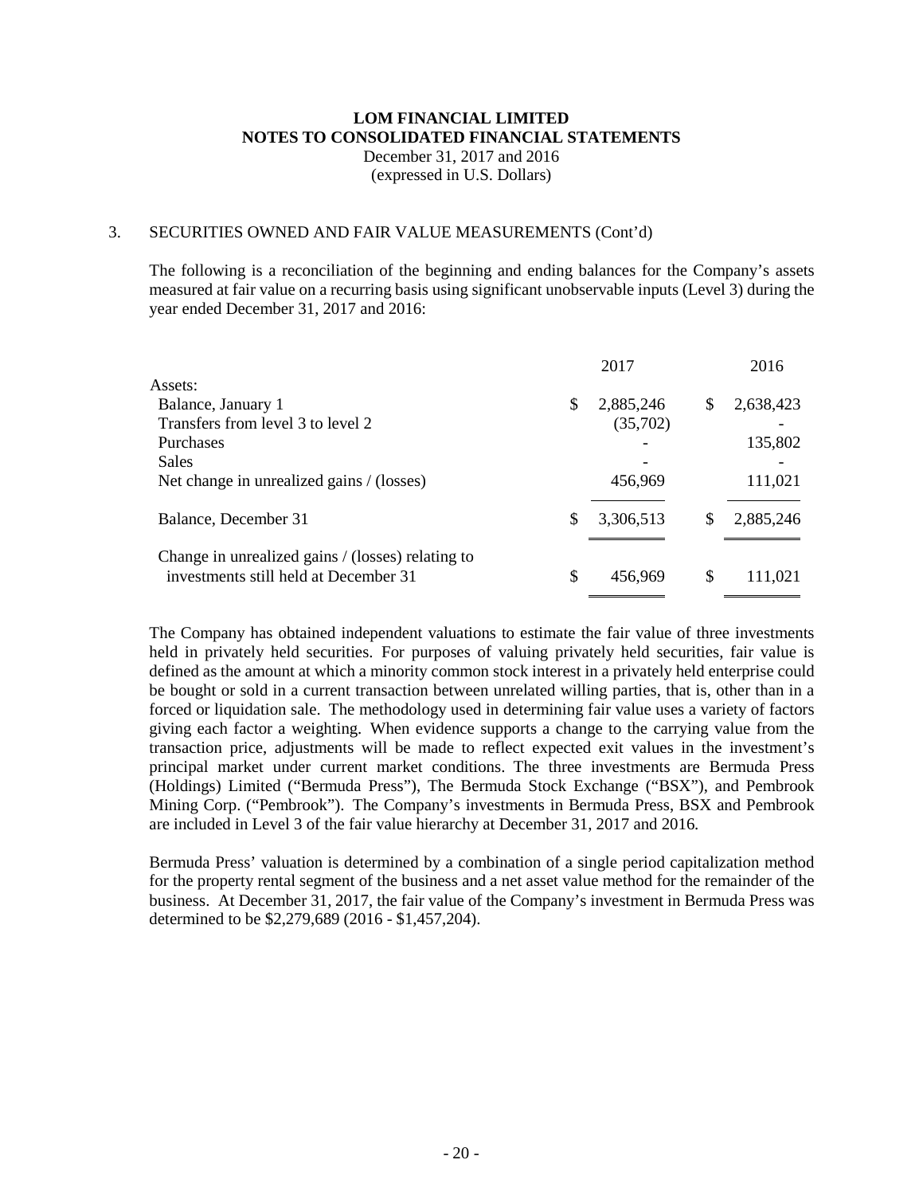**LOM FINANCIAL LIMITED**
**NOTES TO CONSOLIDATED FINANCIAL STATEMENTS**
December 31, 2017 and 2016
(expressed in U.S. Dollars)

3. SECURITIES OWNED AND FAIR VALUE MEASUREMENTS (Cont'd)

The following is a reconciliation of the beginning and ending balances for the Company's assets measured at fair value on a recurring basis using significant unobservable inputs (Level 3) during the year ended December 31, 2017 and 2016:

| | 2017 | 2016 |
|---|---|---|
| Assets: | | |
| Balance, January 1 | $ 2,885,246 | $ 2,638,423 |
| Transfers from level 3 to level 2 | (35,702) | - |
| Purchases | - | 135,802 |
| Sales | - | - |
| Net change in unrealized gains / (losses) | 456,969 | 111,021 |
| Balance, December 31 | $ 3,306,513 | $ 2,885,246 |
| Change in unrealized gains / (losses) relating to investments still held at December 31 | $ 456,969 | $ 111,021 |

The Company has obtained independent valuations to estimate the fair value of three investments held in privately held securities. For purposes of valuing privately held securities, fair value is defined as the amount at which a minority common stock interest in a privately held enterprise could be bought or sold in a current transaction between unrelated willing parties, that is, other than in a forced or liquidation sale. The methodology used in determining fair value uses a variety of factors giving each factor a weighting. When evidence supports a change to the carrying value from the transaction price, adjustments will be made to reflect expected exit values in the investment's principal market under current market conditions. The three investments are Bermuda Press (Holdings) Limited ("Bermuda Press"), The Bermuda Stock Exchange ("BSX"), and Pembrook Mining Corp. ("Pembrook"). The Company's investments in Bermuda Press, BSX and Pembrook are included in Level 3 of the fair value hierarchy at December 31, 2017 and 2016.

Bermuda Press' valuation is determined by a combination of a single period capitalization method for the property rental segment of the business and a net asset value method for the remainder of the business. At December 31, 2017, the fair value of the Company's investment in Bermuda Press was determined to be $2,279,689 (2016 - $1,457,204).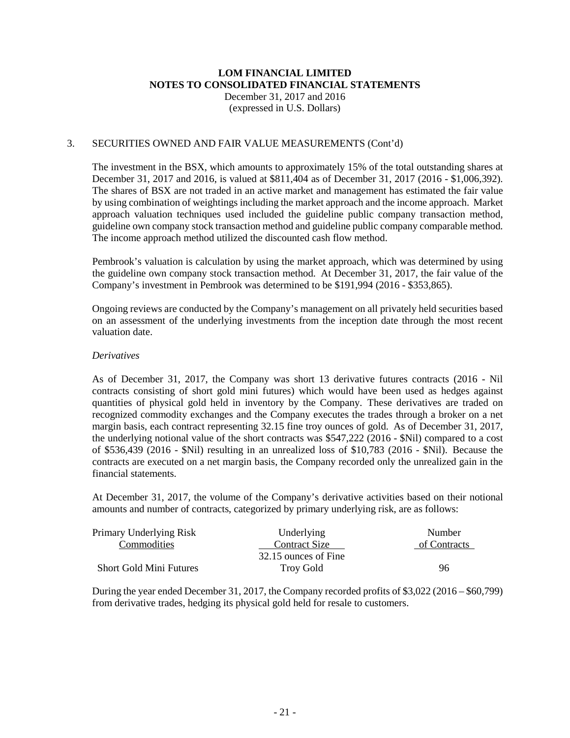**LOM FINANCIAL LIMITED**
**NOTES TO CONSOLIDATED FINANCIAL STATEMENTS**
December 31, 2017 and 2016
(expressed in U.S. Dollars)

3. SECURITIES OWNED AND FAIR VALUE MEASUREMENTS (Cont'd)

The investment in the BSX, which amounts to approximately 15% of the total outstanding shares at December 31, 2017 and 2016, is valued at $811,404 as of December 31, 2017 (2016 - $1,006,392). The shares of BSX are not traded in an active market and management has estimated the fair value by using combination of weightings including the market approach and the income approach. Market approach valuation techniques used included the guideline public company transaction method, guideline own company stock transaction method and guideline public company comparable method. The income approach method utilized the discounted cash flow method.

Pembrook's valuation is calculation by using the market approach, which was determined by using the guideline own company stock transaction method. At December 31, 2017, the fair value of the Company's investment in Pembrook was determined to be $191,994 (2016 - $353,865).

Ongoing reviews are conducted by the Company's management on all privately held securities based on an assessment of the underlying investments from the inception date through the most recent valuation date.

*Derivatives*

As of December 31, 2017, the Company was short 13 derivative futures contracts (2016 - Nil contracts consisting of short gold mini futures) which would have been used as hedges against quantities of physical gold held in inventory by the Company. These derivatives are traded on recognized commodity exchanges and the Company executes the trades through a broker on a net margin basis, each contract representing 32.15 fine troy ounces of gold. As of December 31, 2017, the underlying notional value of the short contracts was $547,222 (2016 - $Nil) compared to a cost of $536,439 (2016 - $Nil) resulting in an unrealized loss of $10,783 (2016 - $Nil). Because the contracts are executed on a net margin basis, the Company recorded only the unrealized gain in the financial statements.

At December 31, 2017, the volume of the Company's derivative activities based on their notional amounts and number of contracts, categorized by primary underlying risk, are as follows:

| Primary Underlying Risk<br>Commodities | Underlying<br>Contract Size | Number<br>of Contracts |
|---|---|---|
| Short Gold Mini Futures | 32.15 ounces of Fine Troy Gold | 96 |

During the year ended December 31, 2017, the Company recorded profits of $3,022 (2016 – $60,799) from derivative trades, hedging its physical gold held for resale to customers.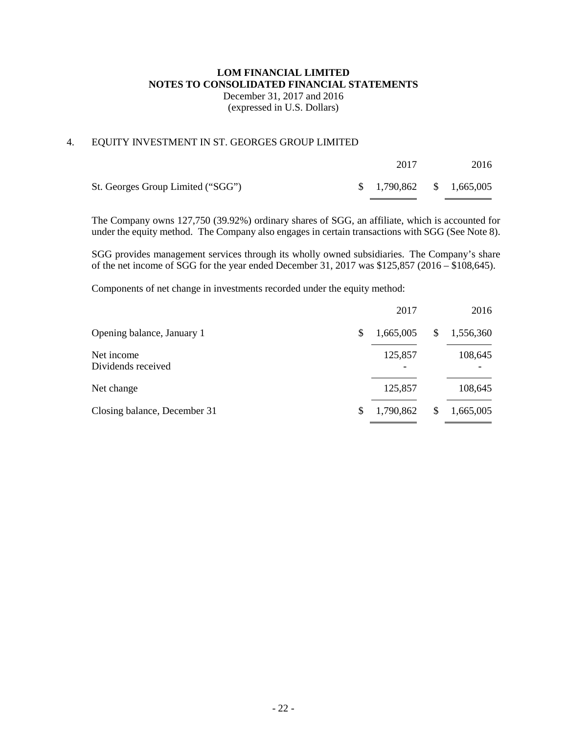**LOM FINANCIAL LIMITED**
**NOTES TO CONSOLIDATED FINANCIAL STATEMENTS**
December 31, 2017 and 2016
(expressed in U.S. Dollars)

## 4. EQUITY INVESTMENT IN ST. GEORGES GROUP LIMITED

| | 2017 | 2016 |
|---|---|---|
| St. Georges Group Limited ("SGG") | $ 1,790,862 | $ 1,665,005 |

The Company owns 127,750 (39.92%) ordinary shares of SGG, an affiliate, which is accounted for under the equity method. The Company also engages in certain transactions with SGG (See Note 8).

SGG provides management services through its wholly owned subsidiaries. The Company's share of the net income of SGG for the year ended December 31, 2017 was $125,857 (2016 – $108,645).

Components of net change in investments recorded under the equity method:

| | 2017 | 2016 |
|---|---|---|
| Opening balance, January 1 | $ 1,665,005 | $ 1,556,360 |
| Net income | 125,857 | 108,645 |
| Dividends received | - | - |
| Net change | 125,857 | 108,645 |
| Closing balance, December 31 | $ 1,790,862 | $ 1,665,005 |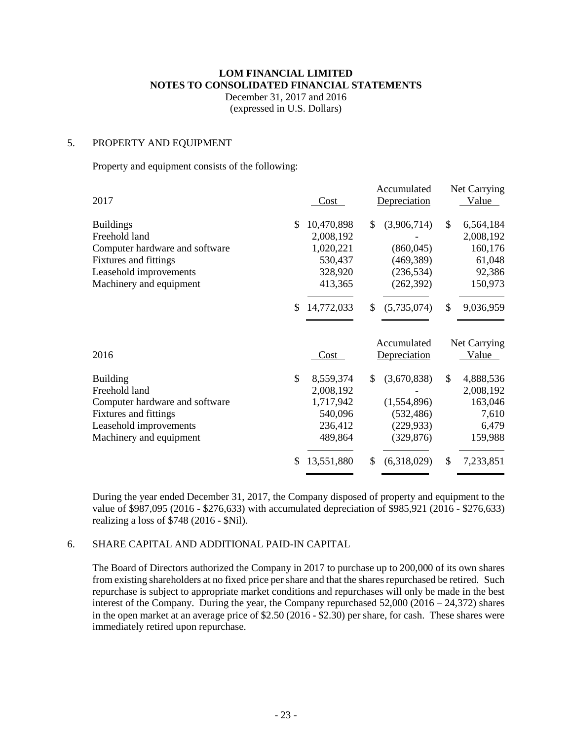# LOM FINANCIAL LIMITED
# NOTES TO CONSOLIDATED FINANCIAL STATEMENTS

December 31, 2017 and 2016
(expressed in U.S. Dollars)

## 5. PROPERTY AND EQUIPMENT

Property and equipment consists of the following:

| 2017 | Cost | Accumulated Depreciation | Net Carrying Value |
|---|---|---|---|
| Buildings | $ 10,470,898 | $ (3,906,714) | $ 6,564,184 |
| Freehold land | 2,008,192 | - | 2,008,192 |
| Computer hardware and software | 1,020,221 | (860,045) | 160,176 |
| Fixtures and fittings | 530,437 | (469,389) | 61,048 |
| Leasehold improvements | 328,920 | (236,534) | 92,386 |
| Machinery and equipment | 413,365 | (262,392) | 150,973 |
| | $ 14,772,033 | $ (5,735,074) | $ 9,036,959 |

| 2016 | Cost | Accumulated Depreciation | Net Carrying Value |
|---|---|---|---|
| Building | $ 8,559,374 | $ (3,670,838) | $ 4,888,536 |
| Freehold land | 2,008,192 | - | 2,008,192 |
| Computer hardware and software | 1,717,942 | (1,554,896) | 163,046 |
| Fixtures and fittings | 540,096 | (532,486) | 7,610 |
| Leasehold improvements | 236,412 | (229,933) | 6,479 |
| Machinery and equipment | 489,864 | (329,876) | 159,988 |
| | $ 13,551,880 | $ (6,318,029) | $ 7,233,851 |

During the year ended December 31, 2017, the Company disposed of property and equipment to the value of $987,095 (2016 - $276,633) with accumulated depreciation of $985,921 (2016 - $276,633) realizing a loss of $748 (2016 - $Nil).

## 6. SHARE CAPITAL AND ADDITIONAL PAID-IN CAPITAL

The Board of Directors authorized the Company in 2017 to purchase up to 200,000 of its own shares from existing shareholders at no fixed price per share and that the shares repurchased be retired. Such repurchase is subject to appropriate market conditions and repurchases will only be made in the best interest of the Company. During the year, the Company repurchased 52,000 (2016 – 24,372) shares in the open market at an average price of $2.50 (2016 - $2.30) per share, for cash. These shares were immediately retired upon repurchase.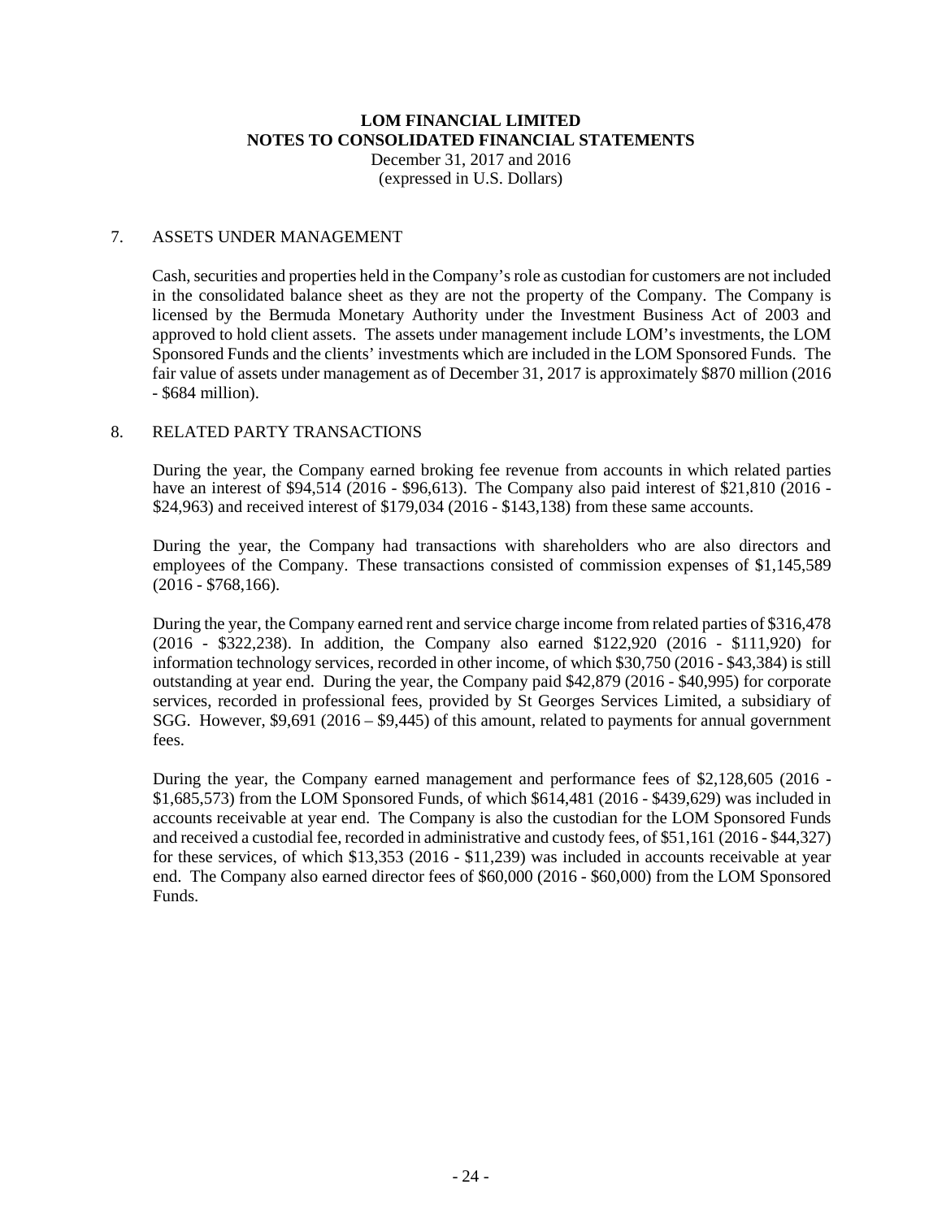# LOM FINANCIAL LIMITED
## NOTES TO CONSOLIDATED FINANCIAL STATEMENTS
December 31, 2017 and 2016
(expressed in U.S. Dollars)

### 7. ASSETS UNDER MANAGEMENT

Cash, securities and properties held in the Company's role as custodian for customers are not included in the consolidated balance sheet as they are not the property of the Company. The Company is licensed by the Bermuda Monetary Authority under the Investment Business Act of 2003 and approved to hold client assets. The assets under management include LOM's investments, the LOM Sponsored Funds and the clients' investments which are included in the LOM Sponsored Funds. The fair value of assets under management as of December 31, 2017 is approximately \$870 million (2016 - \$684 million).

### 8. RELATED PARTY TRANSACTIONS

During the year, the Company earned broking fee revenue from accounts in which related parties have an interest of \$94,514 (2016 - \$96,613). The Company also paid interest of \$21,810 (2016 - \$24,963) and received interest of \$179,034 (2016 - \$143,138) from these same accounts.

During the year, the Company had transactions with shareholders who are also directors and employees of the Company. These transactions consisted of commission expenses of \$1,145,589 (2016 - \$768,166).

During the year, the Company earned rent and service charge income from related parties of \$316,478 (2016 - \$322,238). In addition, the Company also earned \$122,920 (2016 - \$111,920) for information technology services, recorded in other income, of which \$30,750 (2016 - \$43,384) is still outstanding at year end. During the year, the Company paid \$42,879 (2016 - \$40,995) for corporate services, recorded in professional fees, provided by St Georges Services Limited, a subsidiary of SGG. However, \$9,691 (2016 – \$9,445) of this amount, related to payments for annual government fees.

During the year, the Company earned management and performance fees of \$2,128,605 (2016 - \$1,685,573) from the LOM Sponsored Funds, of which \$614,481 (2016 - \$439,629) was included in accounts receivable at year end. The Company is also the custodian for the LOM Sponsored Funds and received a custodial fee, recorded in administrative and custody fees, of \$51,161 (2016 - \$44,327) for these services, of which \$13,353 (2016 - \$11,239) was included in accounts receivable at year end. The Company also earned director fees of \$60,000 (2016 - \$60,000) from the LOM Sponsored Funds.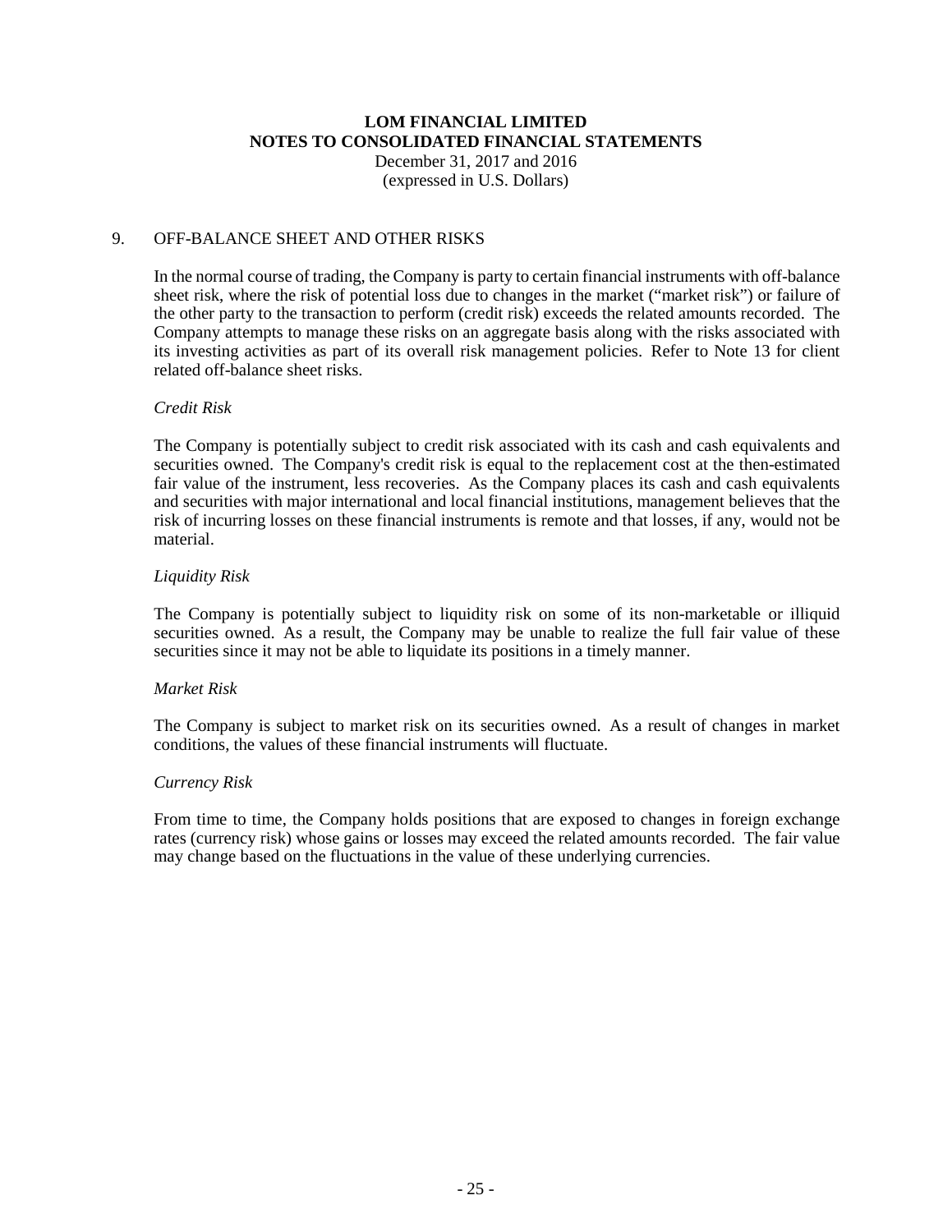# LOM FINANCIAL LIMITED
## NOTES TO CONSOLIDATED FINANCIAL STATEMENTS
December 31, 2017 and 2016
(expressed in U.S. Dollars)

## 9. OFF-BALANCE SHEET AND OTHER RISKS

In the normal course of trading, the Company is party to certain financial instruments with off-balance sheet risk, where the risk of potential loss due to changes in the market ("market risk") or failure of the other party to the transaction to perform (credit risk) exceeds the related amounts recorded. The Company attempts to manage these risks on an aggregate basis along with the risks associated with its investing activities as part of its overall risk management policies. Refer to Note 13 for client related off-balance sheet risks.

*Credit Risk*

The Company is potentially subject to credit risk associated with its cash and cash equivalents and securities owned. The Company's credit risk is equal to the replacement cost at the then-estimated fair value of the instrument, less recoveries. As the Company places its cash and cash equivalents and securities with major international and local financial institutions, management believes that the risk of incurring losses on these financial instruments is remote and that losses, if any, would not be material.

*Liquidity Risk*

The Company is potentially subject to liquidity risk on some of its non-marketable or illiquid securities owned. As a result, the Company may be unable to realize the full fair value of these securities since it may not be able to liquidate its positions in a timely manner.

*Market Risk*

The Company is subject to market risk on its securities owned. As a result of changes in market conditions, the values of these financial instruments will fluctuate.

*Currency Risk*

From time to time, the Company holds positions that are exposed to changes in foreign exchange rates (currency risk) whose gains or losses may exceed the related amounts recorded. The fair value may change based on the fluctuations in the value of these underlying currencies.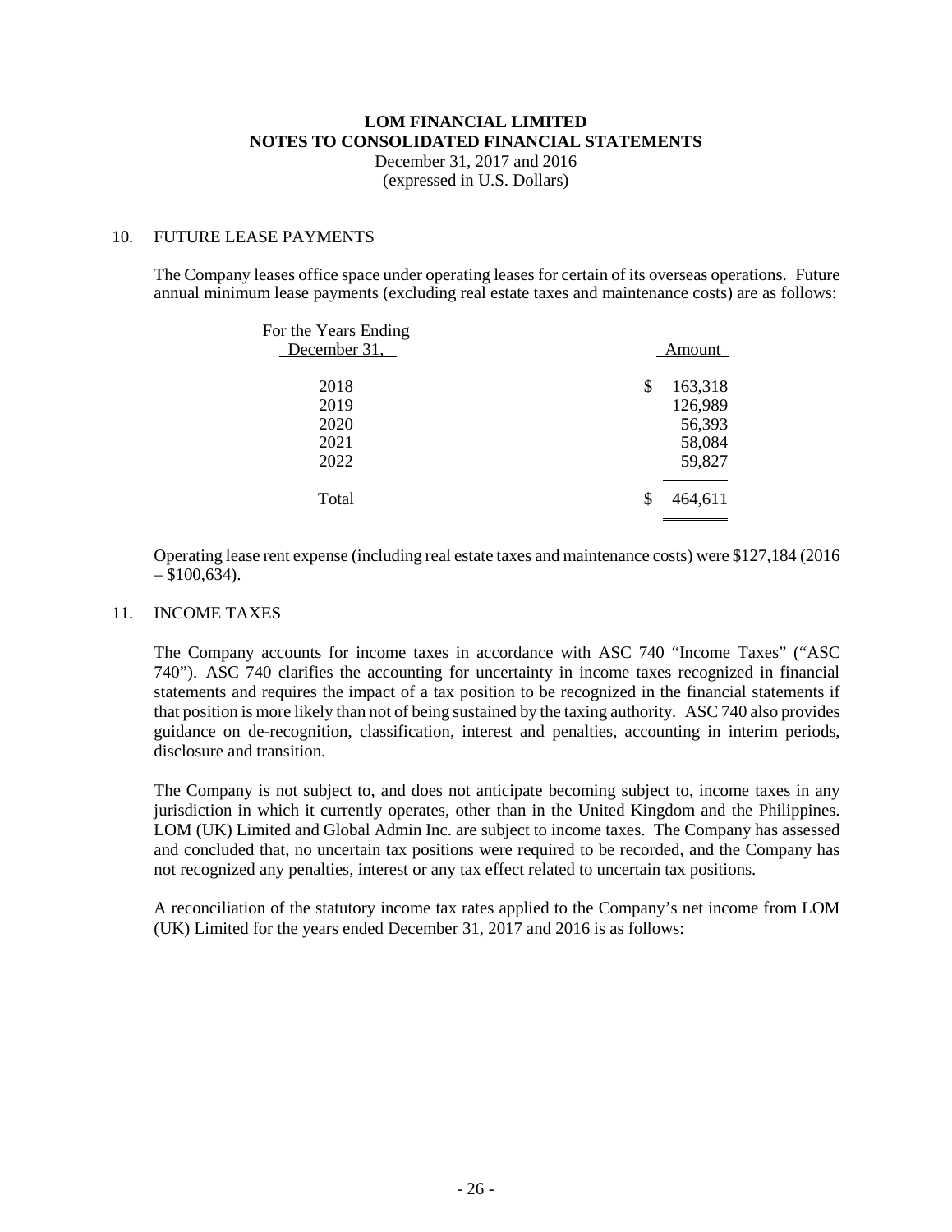# LOM FINANCIAL LIMITED
## NOTES TO CONSOLIDATED FINANCIAL STATEMENTS
December 31, 2017 and 2016
(expressed in U.S. Dollars)

### 10. FUTURE LEASE PAYMENTS

The Company leases office space under operating leases for certain of its overseas operations. Future annual minimum lease payments (excluding real estate taxes and maintenance costs) are as follows:

| For the Years Ending December 31, | Amount |
|---|---|
| 2018 | $ 163,318 |
| 2019 | 126,989 |
| 2020 | 56,393 |
| 2021 | 58,084 |
| 2022 | 59,827 |
| Total | $ 464,611 |

Operating lease rent expense (including real estate taxes and maintenance costs) were $127,184 (2016 – $100,634).

### 11. INCOME TAXES

The Company accounts for income taxes in accordance with ASC 740 "Income Taxes" ("ASC 740"). ASC 740 clarifies the accounting for uncertainty in income taxes recognized in financial statements and requires the impact of a tax position to be recognized in the financial statements if that position is more likely than not of being sustained by the taxing authority. ASC 740 also provides guidance on de-recognition, classification, interest and penalties, accounting in interim periods, disclosure and transition.

The Company is not subject to, and does not anticipate becoming subject to, income taxes in any jurisdiction in which it currently operates, other than in the United Kingdom and the Philippines. LOM (UK) Limited and Global Admin Inc. are subject to income taxes. The Company has assessed and concluded that, no uncertain tax positions were required to be recorded, and the Company has not recognized any penalties, interest or any tax effect related to uncertain tax positions.

A reconciliation of the statutory income tax rates applied to the Company's net income from LOM (UK) Limited for the years ended December 31, 2017 and 2016 is as follows: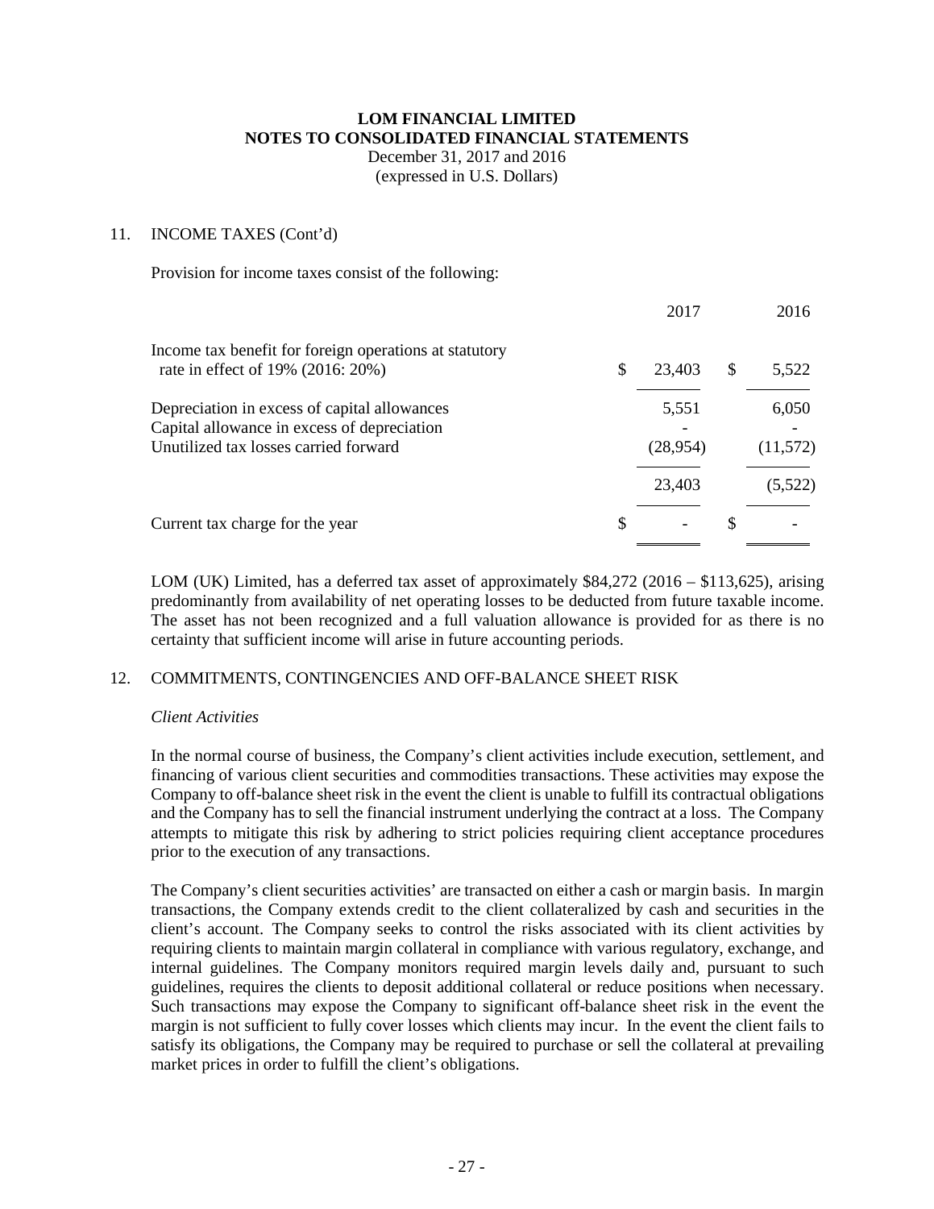**LOM FINANCIAL LIMITED**
**NOTES TO CONSOLIDATED FINANCIAL STATEMENTS**
December 31, 2017 and 2016
(expressed in U.S. Dollars)

11. INCOME TAXES (Cont'd)

Provision for income taxes consist of the following:

| | 2017 | 2016 |
|---|---|---|
| Income tax benefit for foreign operations at statutory rate in effect of 19% (2016: 20%) | $ 23,403 | $ 5,522 |
| Depreciation in excess of capital allowances | 5,551 | 6,050 |
| Capital allowance in excess of depreciation | - | - |
| Unutilized tax losses carried forward | (28,954) | (11,572) |
| | 23,403 | (5,522) |
| Current tax charge for the year | $ - | $ - |

LOM (UK) Limited, has a deferred tax asset of approximately $84,272 (2016 – $113,625), arising predominantly from availability of net operating losses to be deducted from future taxable income. The asset has not been recognized and a full valuation allowance is provided for as there is no certainty that sufficient income will arise in future accounting periods.

12. COMMITMENTS, CONTINGENCIES AND OFF-BALANCE SHEET RISK

*Client Activities*

In the normal course of business, the Company's client activities include execution, settlement, and financing of various client securities and commodities transactions. These activities may expose the Company to off-balance sheet risk in the event the client is unable to fulfill its contractual obligations and the Company has to sell the financial instrument underlying the contract at a loss. The Company attempts to mitigate this risk by adhering to strict policies requiring client acceptance procedures prior to the execution of any transactions.

The Company's client securities activities' are transacted on either a cash or margin basis. In margin transactions, the Company extends credit to the client collateralized by cash and securities in the client's account. The Company seeks to control the risks associated with its client activities by requiring clients to maintain margin collateral in compliance with various regulatory, exchange, and internal guidelines. The Company monitors required margin levels daily and, pursuant to such guidelines, requires the clients to deposit additional collateral or reduce positions when necessary. Such transactions may expose the Company to significant off-balance sheet risk in the event the margin is not sufficient to fully cover losses which clients may incur. In the event the client fails to satisfy its obligations, the Company may be required to purchase or sell the collateral at prevailing market prices in order to fulfill the client's obligations.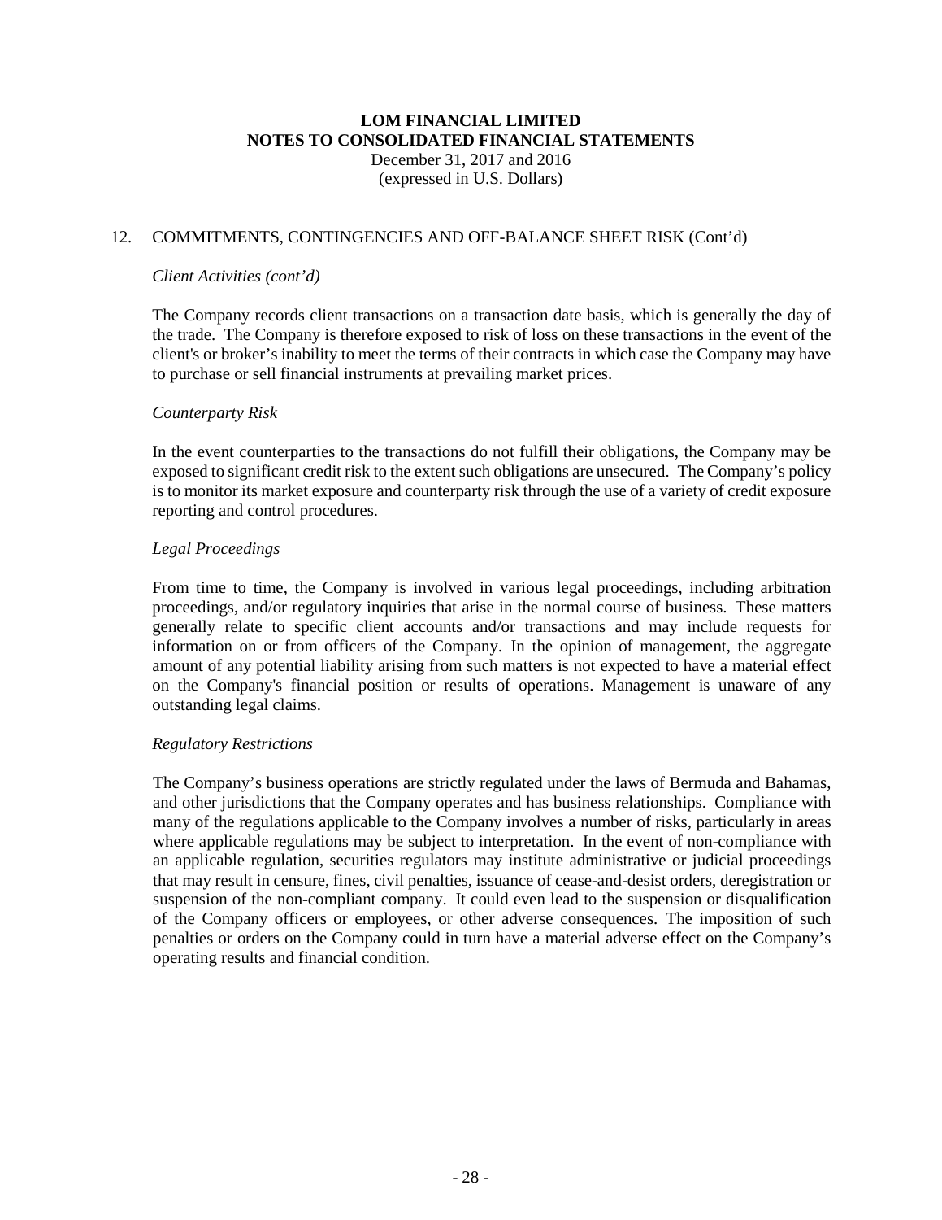# LOM FINANCIAL LIMITED
## NOTES TO CONSOLIDATED FINANCIAL STATEMENTS
December 31, 2017 and 2016
(expressed in U.S. Dollars)

12. COMMITMENTS, CONTINGENCIES AND OFF-BALANCE SHEET RISK (Cont'd)

*Client Activities (cont'd)*

The Company records client transactions on a transaction date basis, which is generally the day of the trade. The Company is therefore exposed to risk of loss on these transactions in the event of the client's or broker's inability to meet the terms of their contracts in which case the Company may have to purchase or sell financial instruments at prevailing market prices.

*Counterparty Risk*

In the event counterparties to the transactions do not fulfill their obligations, the Company may be exposed to significant credit risk to the extent such obligations are unsecured. The Company's policy is to monitor its market exposure and counterparty risk through the use of a variety of credit exposure reporting and control procedures.

*Legal Proceedings*

From time to time, the Company is involved in various legal proceedings, including arbitration proceedings, and/or regulatory inquiries that arise in the normal course of business. These matters generally relate to specific client accounts and/or transactions and may include requests for information on or from officers of the Company. In the opinion of management, the aggregate amount of any potential liability arising from such matters is not expected to have a material effect on the Company's financial position or results of operations. Management is unaware of any outstanding legal claims.

*Regulatory Restrictions*

The Company's business operations are strictly regulated under the laws of Bermuda and Bahamas, and other jurisdictions that the Company operates and has business relationships. Compliance with many of the regulations applicable to the Company involves a number of risks, particularly in areas where applicable regulations may be subject to interpretation. In the event of non-compliance with an applicable regulation, securities regulators may institute administrative or judicial proceedings that may result in censure, fines, civil penalties, issuance of cease-and-desist orders, deregistration or suspension of the non-compliant company. It could even lead to the suspension or disqualification of the Company officers or employees, or other adverse consequences. The imposition of such penalties or orders on the Company could in turn have a material adverse effect on the Company's operating results and financial condition.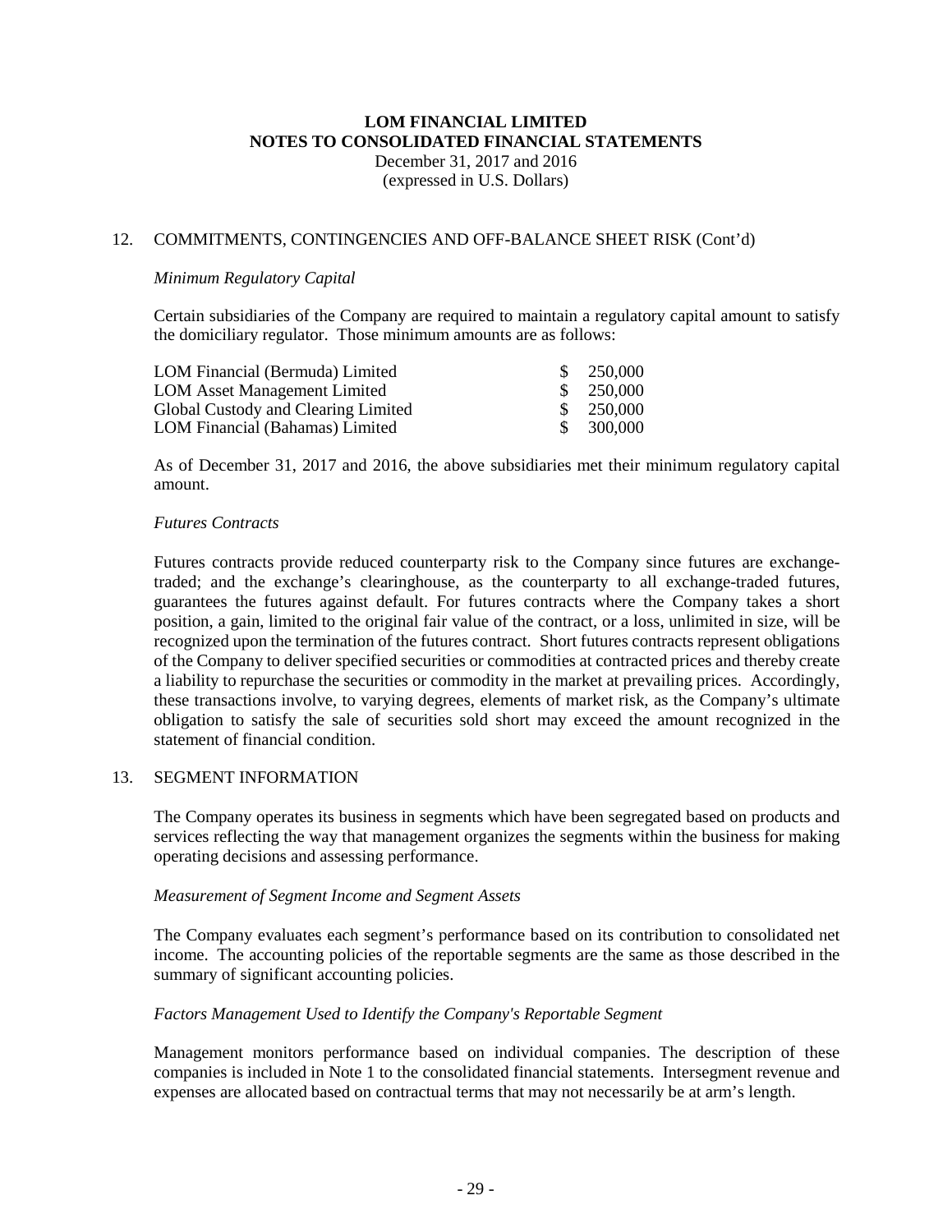# LOM FINANCIAL LIMITED
## NOTES TO CONSOLIDATED FINANCIAL STATEMENTS
December 31, 2017 and 2016
(expressed in U.S. Dollars)

12. COMMITMENTS, CONTINGENCIES AND OFF-BALANCE SHEET RISK (Cont'd)

*Minimum Regulatory Capital*

Certain subsidiaries of the Company are required to maintain a regulatory capital amount to satisfy the domiciliary regulator. Those minimum amounts are as follows:

| | |
|---|---|
| LOM Financial (Bermuda) Limited | $ 250,000 |
| LOM Asset Management Limited | $ 250,000 |
| Global Custody and Clearing Limited | $ 250,000 |
| LOM Financial (Bahamas) Limited | $ 300,000 |

As of December 31, 2017 and 2016, the above subsidiaries met their minimum regulatory capital amount.

*Futures Contracts*

Futures contracts provide reduced counterparty risk to the Company since futures are exchange-traded; and the exchange's clearinghouse, as the counterparty to all exchange-traded futures, guarantees the futures against default. For futures contracts where the Company takes a short position, a gain, limited to the original fair value of the contract, or a loss, unlimited in size, will be recognized upon the termination of the futures contract. Short futures contracts represent obligations of the Company to deliver specified securities or commodities at contracted prices and thereby create a liability to repurchase the securities or commodity in the market at prevailing prices. Accordingly, these transactions involve, to varying degrees, elements of market risk, as the Company's ultimate obligation to satisfy the sale of securities sold short may exceed the amount recognized in the statement of financial condition.

13. SEGMENT INFORMATION

The Company operates its business in segments which have been segregated based on products and services reflecting the way that management organizes the segments within the business for making operating decisions and assessing performance.

*Measurement of Segment Income and Segment Assets*

The Company evaluates each segment's performance based on its contribution to consolidated net income. The accounting policies of the reportable segments are the same as those described in the summary of significant accounting policies.

*Factors Management Used to Identify the Company's Reportable Segment*

Management monitors performance based on individual companies. The description of these companies is included in Note 1 to the consolidated financial statements. Intersegment revenue and expenses are allocated based on contractual terms that may not necessarily be at arm's length.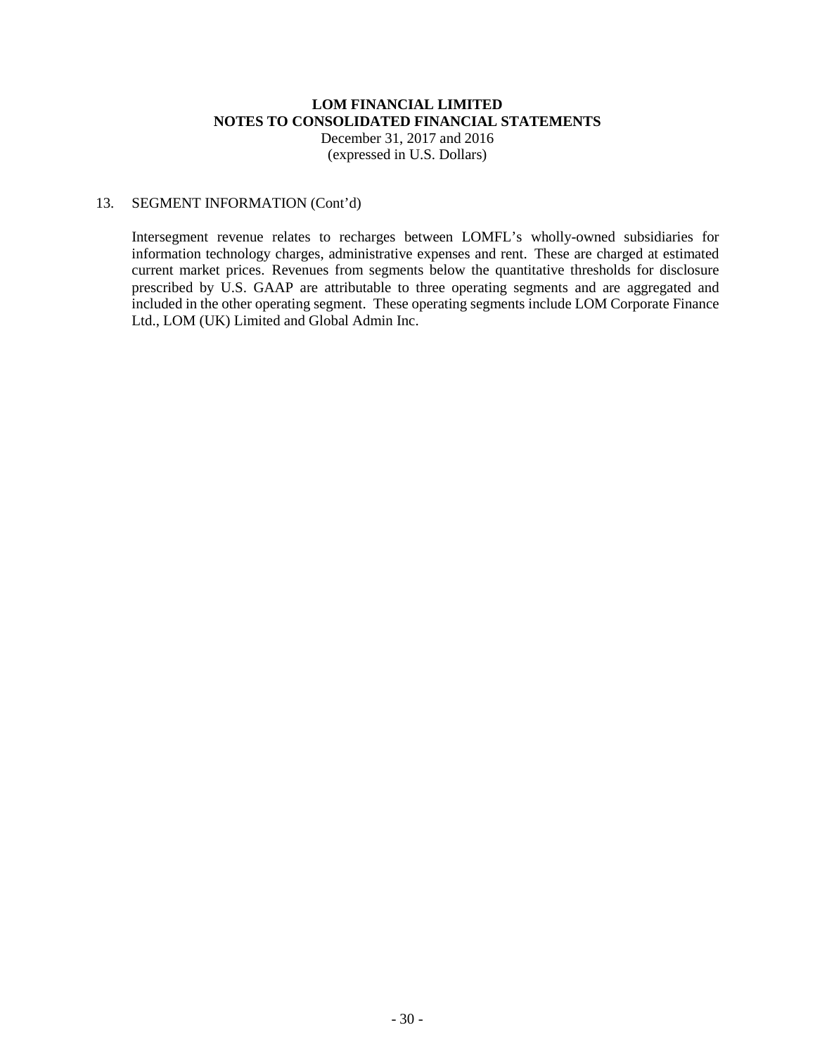# LOM FINANCIAL LIMITED
## NOTES TO CONSOLIDATED FINANCIAL STATEMENTS
December 31, 2017 and 2016
(expressed in U.S. Dollars)

13. SEGMENT INFORMATION (Cont'd)

Intersegment revenue relates to recharges between LOMFL's wholly-owned subsidiaries for information technology charges, administrative expenses and rent. These are charged at estimated current market prices. Revenues from segments below the quantitative thresholds for disclosure prescribed by U.S. GAAP are attributable to three operating segments and are aggregated and included in the other operating segment. These operating segments include LOM Corporate Finance Ltd., LOM (UK) Limited and Global Admin Inc.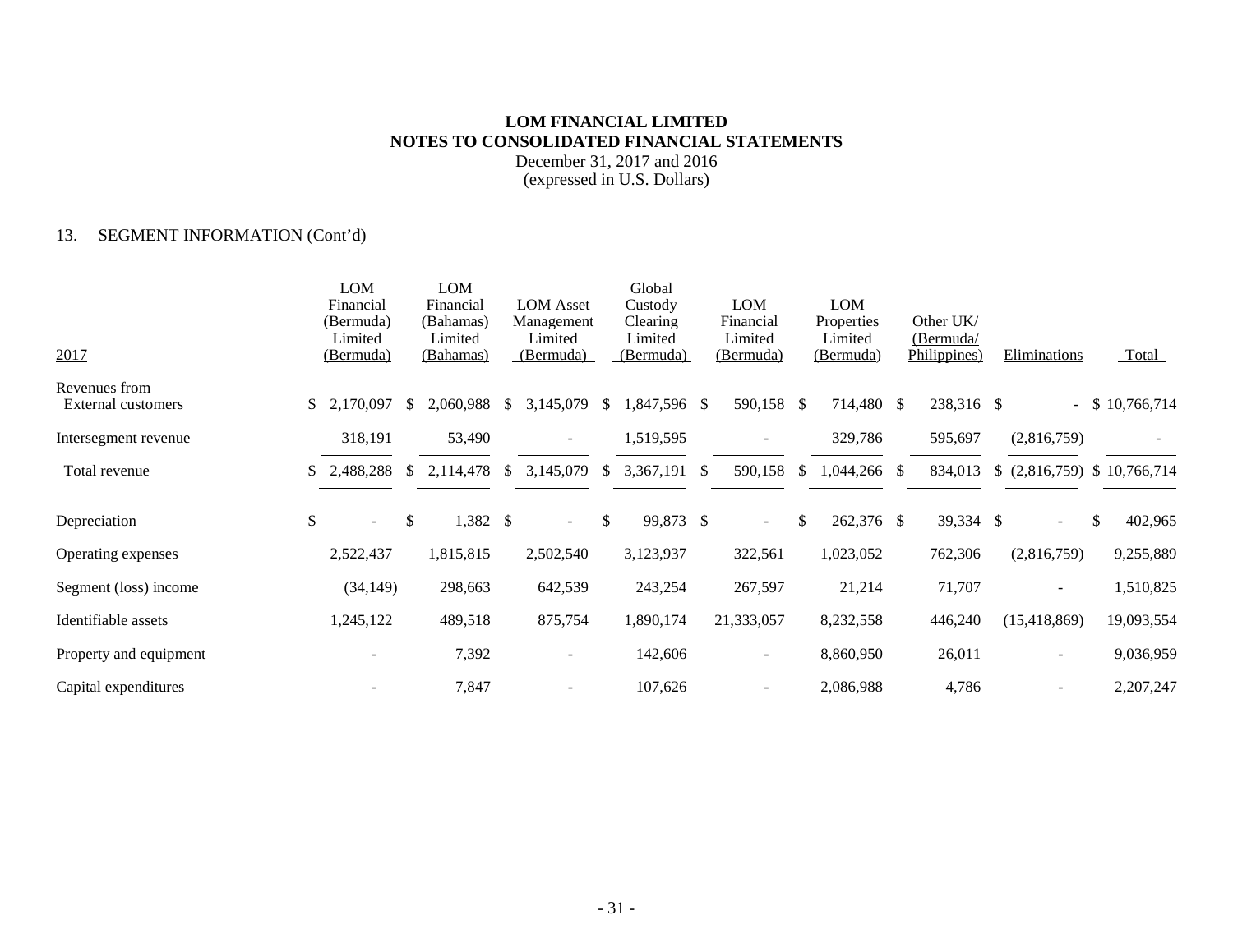# LOM FINANCIAL LIMITED
## NOTES TO CONSOLIDATED FINANCIAL STATEMENTS
December 31, 2017 and 2016
(expressed in U.S. Dollars)

## 13. SEGMENT INFORMATION (Cont'd)

| 2017 | LOM Financial (Bermuda) Limited (Bermuda) | LOM Financial (Bahamas) Limited (Bahamas) | LOM Asset Management Limited (Bermuda) | Global Custody Clearing Limited (Bermuda) | LOM Financial Limited (Bermuda) | LOM Properties Limited (Bermuda) | Other UK/ (Bermuda/ Philippines) | Eliminations | Total |
|---|---|---|---|---|---|---|---|---|---|
| Revenues from External customers | $ 2,170,097 | $ 2,060,988 | $ 3,145,079 | $ 1,847,596 | $ 590,158 | $ 714,480 | $ 238,316 | $ - | $ 10,766,714 |
| Intersegment revenue | 318,191 | 53,490 | - | 1,519,595 | - | 329,786 | 595,697 | (2,816,759) | - |
| Total revenue | $ 2,488,288 | $ 2,114,478 | $ 3,145,079 | $ 3,367,191 | $ 590,158 | $ 1,044,266 | $ 834,013 | $ (2,816,759) | $ 10,766,714 |
| Depreciation | $ - | $ 1,382 | $ - | $ 99,873 | $ - | $ 262,376 | $ 39,334 | $ - | $ 402,965 |
| Operating expenses | 2,522,437 | 1,815,815 | 2,502,540 | 3,123,937 | 322,561 | 1,023,052 | 762,306 | (2,816,759) | 9,255,889 |
| Segment (loss) income | (34,149) | 298,663 | 642,539 | 243,254 | 267,597 | 21,214 | 71,707 | - | 1,510,825 |
| Identifiable assets | 1,245,122 | 489,518 | 875,754 | 1,890,174 | 21,333,057 | 8,232,558 | 446,240 | (15,418,869) | 19,093,554 |
| Property and equipment | - | 7,392 | - | 142,606 | - | 8,860,950 | 26,011 | - | 9,036,959 |
| Capital expenditures | - | 7,847 | - | 107,626 | - | 2,086,988 | 4,786 | - | 2,207,247 |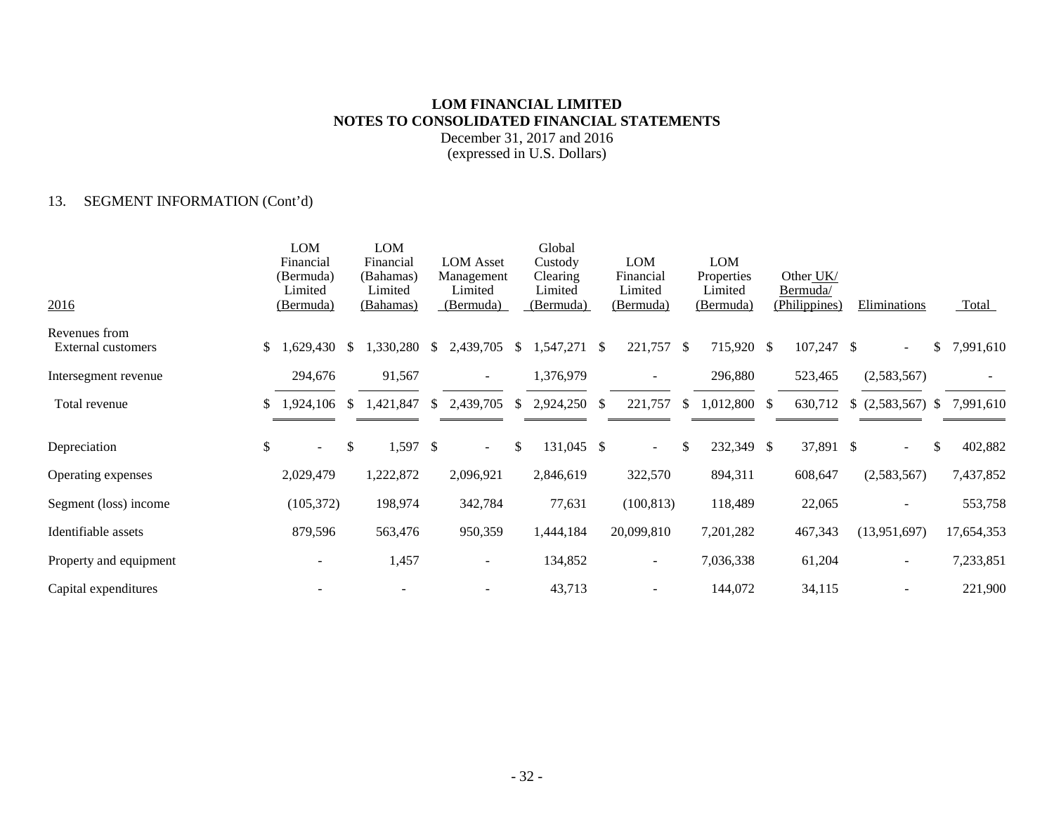# LOM FINANCIAL LIMITED
## NOTES TO CONSOLIDATED FINANCIAL STATEMENTS
December 31, 2017 and 2016
(expressed in U.S. Dollars)

13. SEGMENT INFORMATION (Cont'd)

| 2016 | LOM Financial (Bermuda) Limited (Bermuda) | LOM Financial (Bahamas) Limited (Bahamas) | LOM Asset Management Limited (Bermuda) | Global Custody Clearing Limited (Bermuda) | LOM Financial Limited (Bermuda) | LOM Properties Limited (Bermuda) | Other UK/ Bermuda/ (Philippines) | Eliminations | Total |
|---|---|---|---|---|---|---|---|---|---|
| Revenues from External customers | $ 1,629,430 | $ 1,330,280 | $ 2,439,705 | $ 1,547,271 | $ 221,757 | $ 715,920 | $ 107,247 | $ - | $ 7,991,610 |
| Intersegment revenue | 294,676 | 91,567 | - | 1,376,979 | - | 296,880 | 523,465 | (2,583,567) | - |
| Total revenue | $ 1,924,106 | $ 1,421,847 | $ 2,439,705 | $ 2,924,250 | $ 221,757 | $ 1,012,800 | $ 630,712 | $ (2,583,567) | $ 7,991,610 |
| Depreciation | $ - | $ 1,597 | $ - | $ 131,045 | $ - | $ 232,349 | $ 37,891 | $ - | $ 402,882 |
| Operating expenses | 2,029,479 | 1,222,872 | 2,096,921 | 2,846,619 | 322,570 | 894,311 | 608,647 | (2,583,567) | 7,437,852 |
| Segment (loss) income | (105,372) | 198,974 | 342,784 | 77,631 | (100,813) | 118,489 | 22,065 | - | 553,758 |
| Identifiable assets | 879,596 | 563,476 | 950,359 | 1,444,184 | 20,099,810 | 7,201,282 | 467,343 | (13,951,697) | 17,654,353 |
| Property and equipment | - | 1,457 | - | 134,852 | - | 7,036,338 | 61,204 | - | 7,233,851 |
| Capital expenditures | - | - | - | 43,713 | - | 144,072 | 34,115 | - | 221,900 |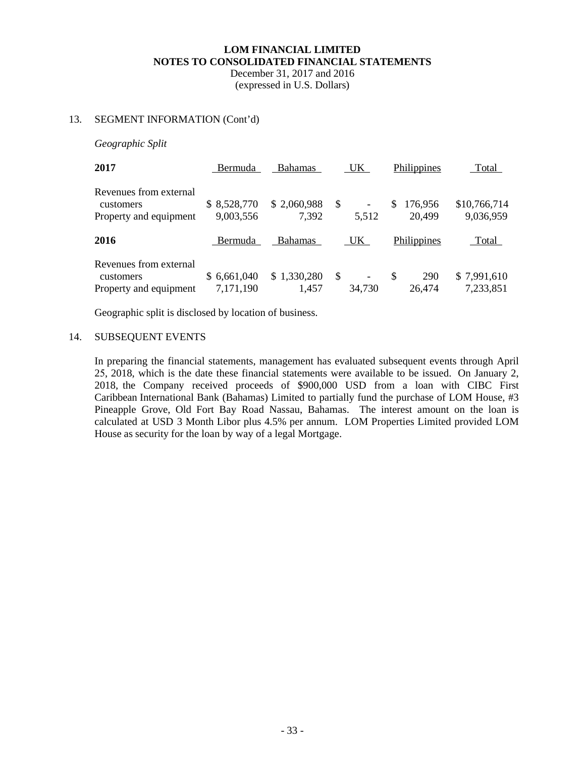**LOM FINANCIAL LIMITED**
**NOTES TO CONSOLIDATED FINANCIAL STATEMENTS**
December 31, 2017 and 2016
(expressed in U.S. Dollars)

## 13. SEGMENT INFORMATION (Cont'd)

*Geographic Split*

| **2017** | Bermuda | Bahamas | UK | Philippines | Total |
|---|---|---|---|---|---|
| Revenues from external customers | $ 8,528,770 | $ 2,060,988 | $ - | $ 176,956 | $10,766,714 |
| Property and equipment | 9,003,556 | 7,392 | 5,512 | 20,499 | 9,036,959 |

| **2016** | Bermuda | Bahamas | UK | Philippines | Total |
|---|---|---|---|---|---|
| Revenues from external customers | $ 6,661,040 | $ 1,330,280 | $ - | $ 290 | $ 7,991,610 |
| Property and equipment | 7,171,190 | 1,457 | 34,730 | 26,474 | 7,233,851 |

Geographic split is disclosed by location of business.

## 14. SUBSEQUENT EVENTS

In preparing the financial statements, management has evaluated subsequent events through April 25, 2018, which is the date these financial statements were available to be issued. On January 2, 2018, the Company received proceeds of $900,000 USD from a loan with CIBC First Caribbean International Bank (Bahamas) Limited to partially fund the purchase of LOM House, #3 Pineapple Grove, Old Fort Bay Road Nassau, Bahamas. The interest amount on the loan is calculated at USD 3 Month Libor plus 4.5% per annum. LOM Properties Limited provided LOM House as security for the loan by way of a legal Mortgage.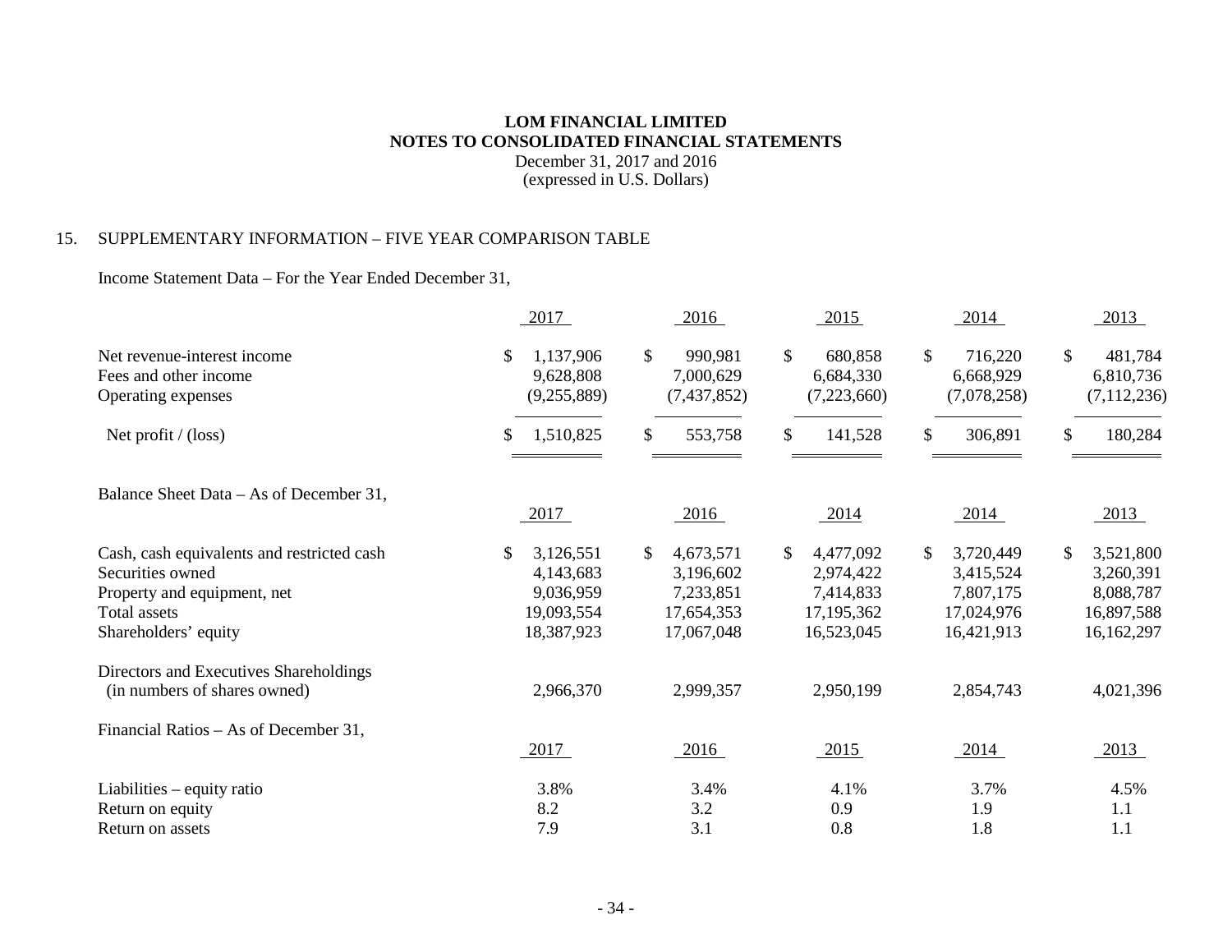# LOM FINANCIAL LIMITED
## NOTES TO CONSOLIDATED FINANCIAL STATEMENTS
December 31, 2017 and 2016
(expressed in U.S. Dollars)

## 15. SUPPLEMENTARY INFORMATION – FIVE YEAR COMPARISON TABLE

Income Statement Data – For the Year Ended December 31,

| | 2017 | 2016 | 2015 | 2014 | 2013 |
|---|---|---|---|---|---|
| Net revenue-interest income | $ 1,137,906 | $ 990,981 | $ 680,858 | $ 716,220 | $ 481,784 |
| Fees and other income | 9,628,808 | 7,000,629 | 6,684,330 | 6,668,929 | 6,810,736 |
| Operating expenses | (9,255,889) | (7,437,852) | (7,223,660) | (7,078,258) | (7,112,236) |
| Net profit / (loss) | $ 1,510,825 | $ 553,758 | $ 141,528 | $ 306,891 | $ 180,284 |

Balance Sheet Data – As of December 31,

| | 2017 | 2016 | 2014 | 2014 | 2013 |
|---|---|---|---|---|---|
| Cash, cash equivalents and restricted cash | $ 3,126,551 | $ 4,673,571 | $ 4,477,092 | $ 3,720,449 | $ 3,521,800 |
| Securities owned | 4,143,683 | 3,196,602 | 2,974,422 | 3,415,524 | 3,260,391 |
| Property and equipment, net | 9,036,959 | 7,233,851 | 7,414,833 | 7,807,175 | 8,088,787 |
| Total assets | 19,093,554 | 17,654,353 | 17,195,362 | 17,024,976 | 16,897,588 |
| Shareholders' equity | 18,387,923 | 17,067,048 | 16,523,045 | 16,421,913 | 16,162,297 |
| Directors and Executives Shareholdings (in numbers of shares owned) | 2,966,370 | 2,999,357 | 2,950,199 | 2,854,743 | 4,021,396 |

Financial Ratios – As of December 31,

| | 2017 | 2016 | 2015 | 2014 | 2013 |
|---|---|---|---|---|---|
| Liabilities – equity ratio | 3.8% | 3.4% | 4.1% | 3.7% | 4.5% |
| Return on equity | 8.2 | 3.2 | 0.9 | 1.9 | 1.1 |
| Return on assets | 7.9 | 3.1 | 0.8 | 1.8 | 1.1 |